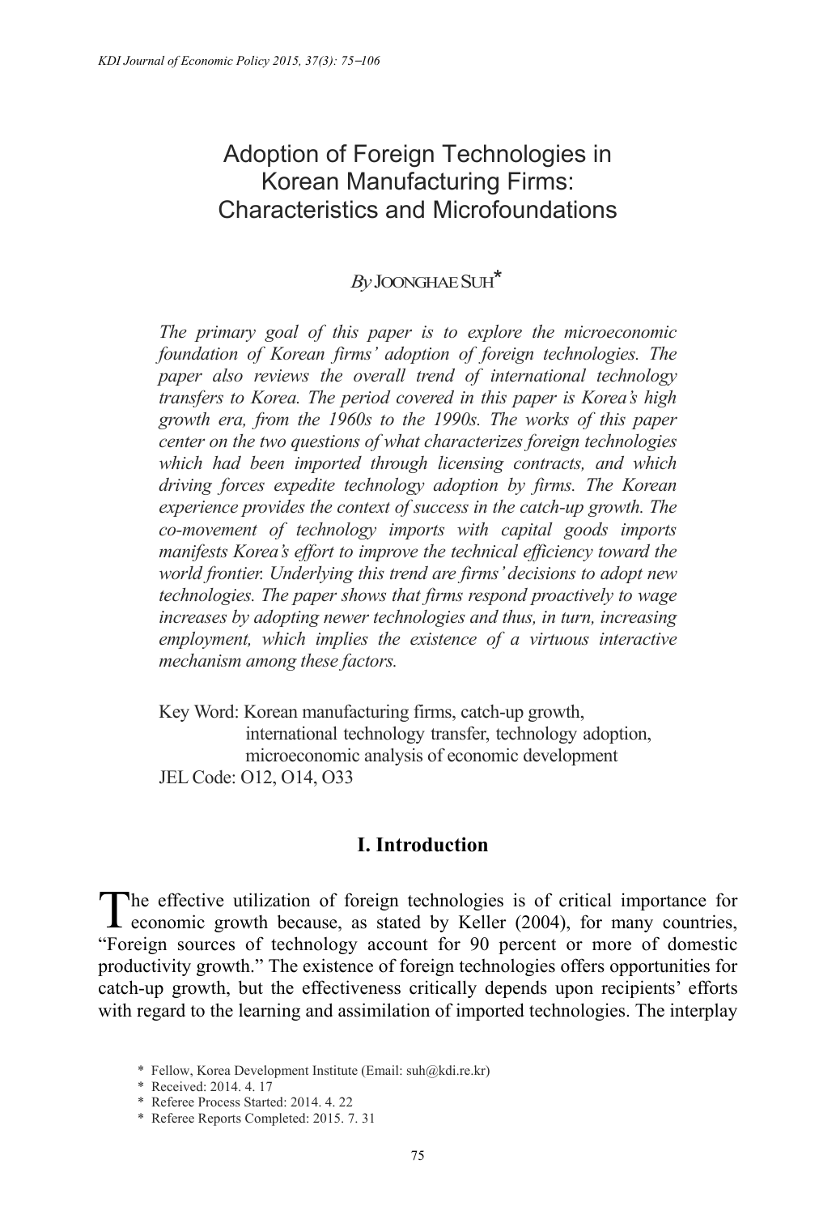# Adoption of Foreign Technologies in Korean Manufacturing Firms: Characteristics and Microfoundations

*By* JOONGHAE SUH*

*The primary goal of this paper is to explore the microeconomic foundation of Korean firms' adoption of foreign technologies. The paper also reviews the overall trend of international technology transfers to Korea. The period covered in this paper is Korea's high growth era, from the 1960s to the 1990s. The works of this paper center on the two questions of what characterizes foreign technologies which had been imported through licensing contracts, and which driving forces expedite technology adoption by firms. The Korean experience provides the context of success in the catch-up growth. The co-movement of technology imports with capital goods imports manifests Korea's effort to improve the technical efficiency toward the world frontier. Underlying this trend are firms' decisions to adopt new technologies. The paper shows that firms respond proactively to wage increases by adopting newer technologies and thus, in turn, increasing employment, which implies the existence of a virtuous interactive mechanism among these factors.*

Key Word: Korean manufacturing firms, catch-up growth, international technology transfer, technology adoption, microeconomic analysis of economic development

JEL Code: O12, O14, O33

## I. Introduction

The effective utilization of foreign technologies is of critical importance for economic growth because, as stated by Keller (2004), for many countries, "Foreign sources of technology account for 90 percent or more of domestic productivity growth." The existence of foreign technologies offers opportunities for catch-up growth, but the effectiveness critically depends upon recipients' efforts with regard to the learning and assimilation of imported technologies. The interplay

---

\* Fellow, Korea Development Institute (Email: suh@kdi.re.kr)

\* Received: 2014. 4. 17

\* Referee Process Started: 2014. 4. 22

\* Referee Reports Completed: 2015. 7. 31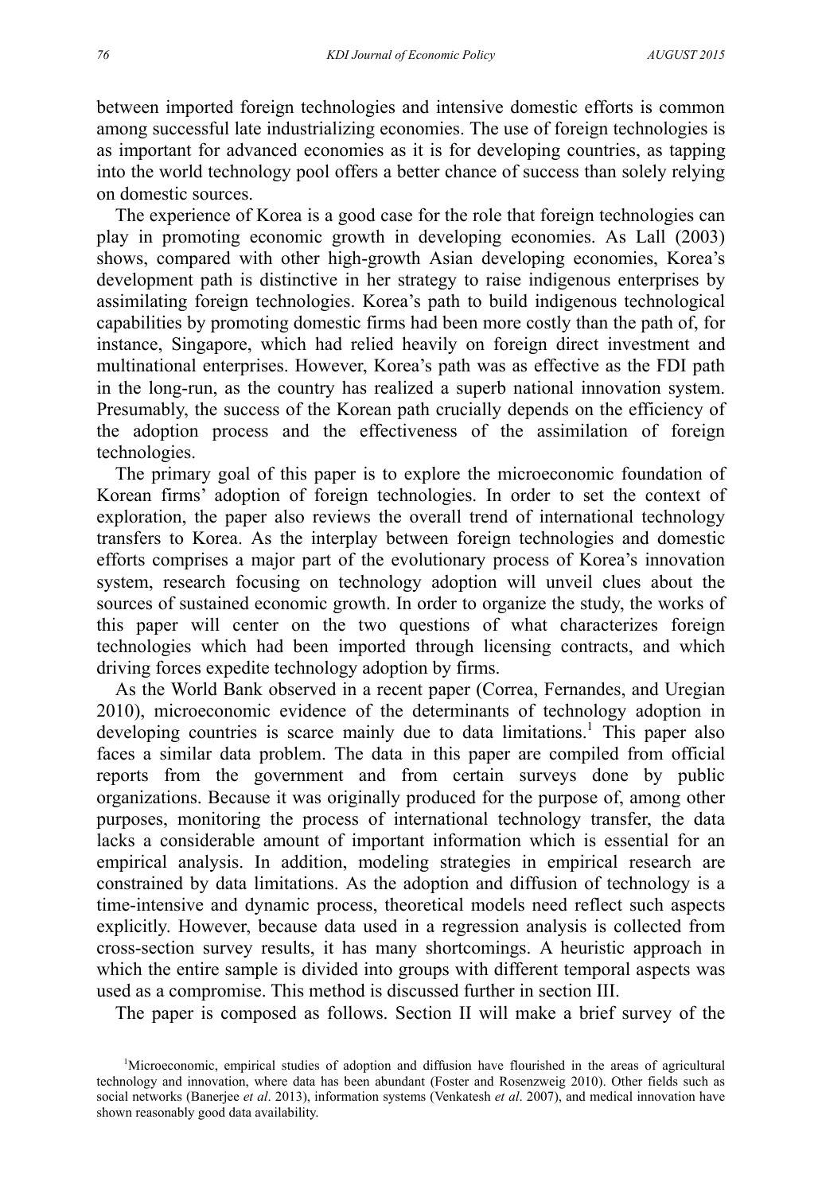between imported foreign technologies and intensive domestic efforts is common among successful late industrializing economies. The use of foreign technologies is as important for advanced economies as it is for developing countries, as tapping into the world technology pool offers a better chance of success than solely relying on domestic sources.

The experience of Korea is a good case for the role that foreign technologies can play in promoting economic growth in developing economies. As Lall (2003) shows, compared with other high-growth Asian developing economies, Korea's development path is distinctive in her strategy to raise indigenous enterprises by assimilating foreign technologies. Korea's path to build indigenous technological capabilities by promoting domestic firms had been more costly than the path of, for instance, Singapore, which had relied heavily on foreign direct investment and multinational enterprises. However, Korea's path was as effective as the FDI path in the long-run, as the country has realized a superb national innovation system. Presumably, the success of the Korean path crucially depends on the efficiency of the adoption process and the effectiveness of the assimilation of foreign technologies.

The primary goal of this paper is to explore the microeconomic foundation of Korean firms' adoption of foreign technologies. In order to set the context of exploration, the paper also reviews the overall trend of international technology transfers to Korea. As the interplay between foreign technologies and domestic efforts comprises a major part of the evolutionary process of Korea's innovation system, research focusing on technology adoption will unveil clues about the sources of sustained economic growth. In order to organize the study, the works of this paper will center on the two questions of what characterizes foreign technologies which had been imported through licensing contracts, and which driving forces expedite technology adoption by firms.

As the World Bank observed in a recent paper (Correa, Fernandes, and Uregian 2010), microeconomic evidence of the determinants of technology adoption in developing countries is scarce mainly due to data limitations.[1] This paper also faces a similar data problem. The data in this paper are compiled from official reports from the government and from certain surveys done by public organizations. Because it was originally produced for the purpose of, among other purposes, monitoring the process of international technology transfer, the data lacks a considerable amount of important information which is essential for an empirical analysis. In addition, modeling strategies in empirical research are constrained by data limitations. As the adoption and diffusion of technology is a time-intensive and dynamic process, theoretical models need reflect such aspects explicitly. However, because data used in a regression analysis is collected from cross-section survey results, it has many shortcomings. A heuristic approach in which the entire sample is divided into groups with different temporal aspects was used as a compromise. This method is discussed further in section III.

The paper is composed as follows. Section II will make a brief survey of the

[1] Microeconomic, empirical studies of adoption and diffusion have flourished in the areas of agricultural technology and innovation, where data has been abundant (Foster and Rosenzweig 2010). Other fields such as social networks (Banerjee *et al*. 2013), information systems (Venkatesh *et al*. 2007), and medical innovation have shown reasonably good data availability.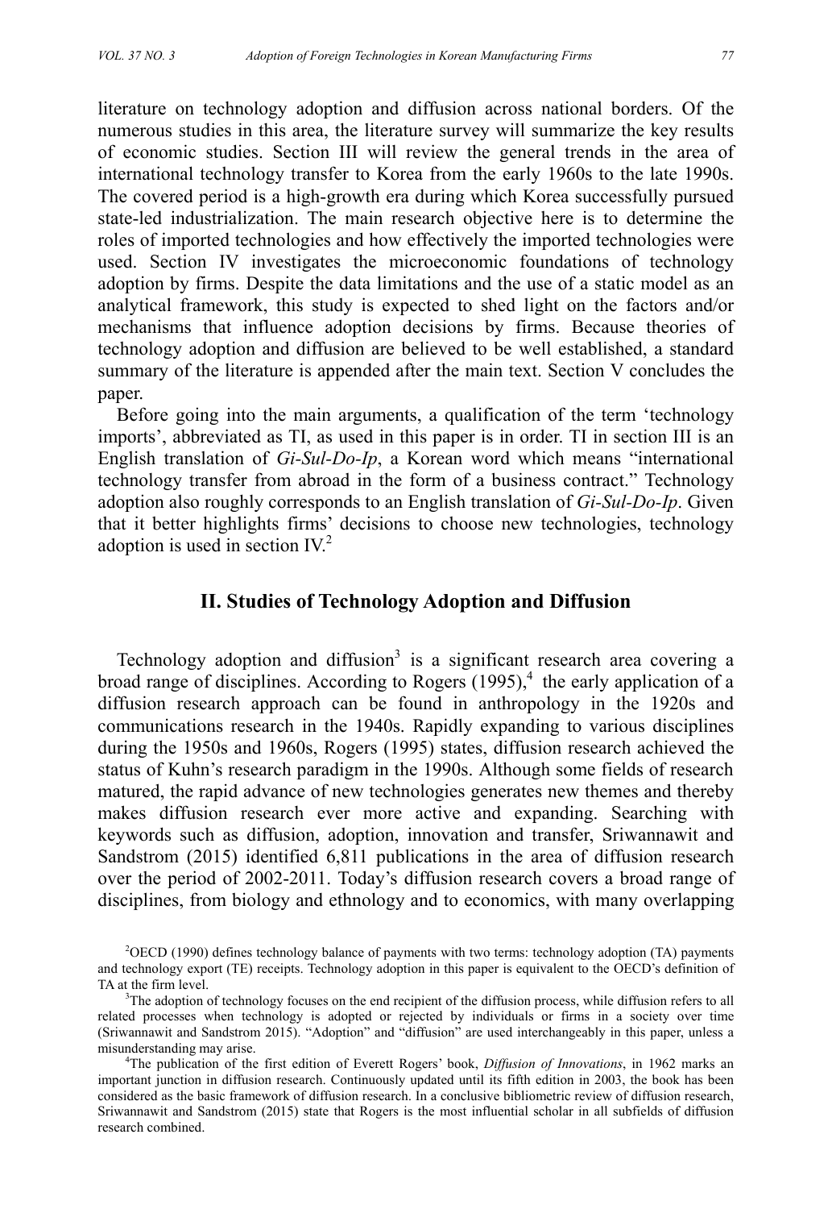literature on technology adoption and diffusion across national borders. Of the numerous studies in this area, the literature survey will summarize the key results of economic studies. Section III will review the general trends in the area of international technology transfer to Korea from the early 1960s to the late 1990s. The covered period is a high-growth era during which Korea successfully pursued state-led industrialization. The main research objective here is to determine the roles of imported technologies and how effectively the imported technologies were used. Section IV investigates the microeconomic foundations of technology adoption by firms. Despite the data limitations and the use of a static model as an analytical framework, this study is expected to shed light on the factors and/or mechanisms that influence adoption decisions by firms. Because theories of technology adoption and diffusion are believed to be well established, a standard summary of the literature is appended after the main text. Section V concludes the paper.

Before going into the main arguments, a qualification of the term 'technology imports', abbreviated as TI, as used in this paper is in order. TI in section III is an English translation of *Gi-Sul-Do-Ip*, a Korean word which means "international technology transfer from abroad in the form of a business contract." Technology adoption also roughly corresponds to an English translation of *Gi-Sul-Do-Ip*. Given that it better highlights firms' decisions to choose new technologies, technology adoption is used in section IV.[2]

## II. Studies of Technology Adoption and Diffusion

Technology adoption and diffusion[3] is a significant research area covering a broad range of disciplines. According to Rogers (1995),[4] the early application of a diffusion research approach can be found in anthropology in the 1920s and communications research in the 1940s. Rapidly expanding to various disciplines during the 1950s and 1960s, Rogers (1995) states, diffusion research achieved the status of Kuhn's research paradigm in the 1990s. Although some fields of research matured, the rapid advance of new technologies generates new themes and thereby makes diffusion research ever more active and expanding. Searching with keywords such as diffusion, adoption, innovation and transfer, Sriwannawit and Sandstrom (2015) identified 6,811 publications in the area of diffusion research over the period of 2002-2011. Today's diffusion research covers a broad range of disciplines, from biology and ethnology and to economics, with many overlapping

[2] OECD (1990) defines technology balance of payments with two terms: technology adoption (TA) payments and technology export (TE) receipts. Technology adoption in this paper is equivalent to the OECD's definition of TA at the firm level.

[3] The adoption of technology focuses on the end recipient of the diffusion process, while diffusion refers to all related processes when technology is adopted or rejected by individuals or firms in a society over time (Sriwannawit and Sandstrom 2015). "Adoption" and "diffusion" are used interchangeably in this paper, unless a misunderstanding may arise.

[4] The publication of the first edition of Everett Rogers' book, *Diffusion of Innovations*, in 1962 marks an important junction in diffusion research. Continuously updated until its fifth edition in 2003, the book has been considered as the basic framework of diffusion research. In a conclusive bibliometric review of diffusion research, Sriwannawit and Sandstrom (2015) state that Rogers is the most influential scholar in all subfields of diffusion research combined.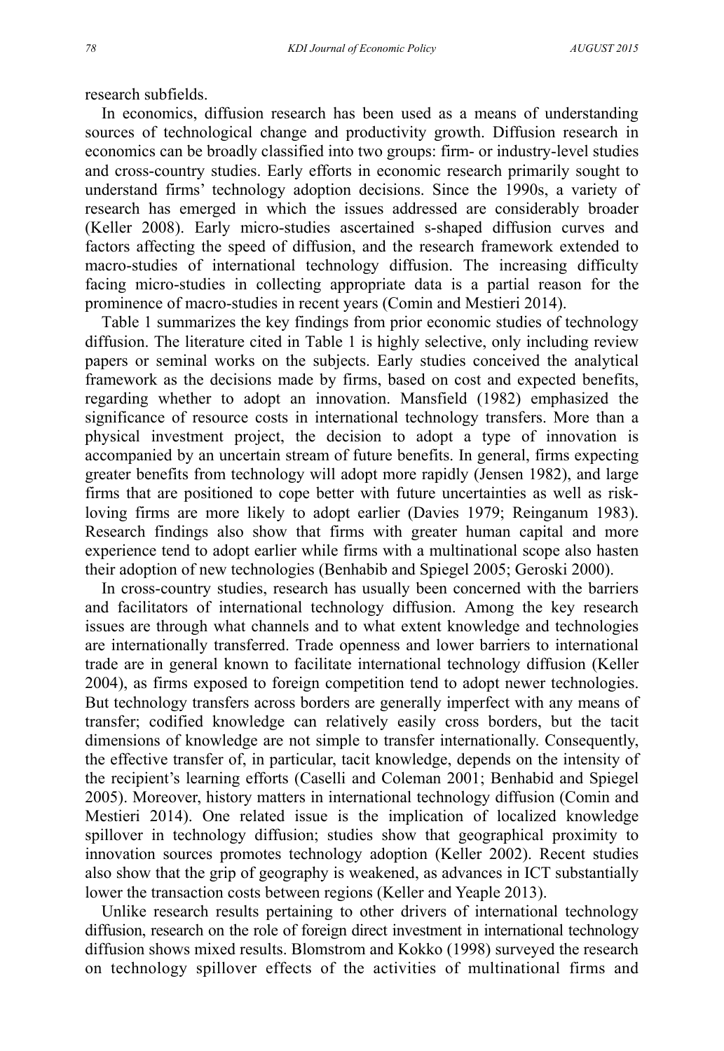research subfields.

In economics, diffusion research has been used as a means of understanding sources of technological change and productivity growth. Diffusion research in economics can be broadly classified into two groups: firm- or industry-level studies and cross-country studies. Early efforts in economic research primarily sought to understand firms' technology adoption decisions. Since the 1990s, a variety of research has emerged in which the issues addressed are considerably broader (Keller 2008). Early micro-studies ascertained s-shaped diffusion curves and factors affecting the speed of diffusion, and the research framework extended to macro-studies of international technology diffusion. The increasing difficulty facing micro-studies in collecting appropriate data is a partial reason for the prominence of macro-studies in recent years (Comin and Mestieri 2014).

Table 1 summarizes the key findings from prior economic studies of technology diffusion. The literature cited in Table 1 is highly selective, only including review papers or seminal works on the subjects. Early studies conceived the analytical framework as the decisions made by firms, based on cost and expected benefits, regarding whether to adopt an innovation. Mansfield (1982) emphasized the significance of resource costs in international technology transfers. More than a physical investment project, the decision to adopt a type of innovation is accompanied by an uncertain stream of future benefits. In general, firms expecting greater benefits from technology will adopt more rapidly (Jensen 1982), and large firms that are positioned to cope better with future uncertainties as well as risk-loving firms are more likely to adopt earlier (Davies 1979; Reinganum 1983). Research findings also show that firms with greater human capital and more experience tend to adopt earlier while firms with a multinational scope also hasten their adoption of new technologies (Benhabib and Spiegel 2005; Geroski 2000).

In cross-country studies, research has usually been concerned with the barriers and facilitators of international technology diffusion. Among the key research issues are through what channels and to what extent knowledge and technologies are internationally transferred. Trade openness and lower barriers to international trade are in general known to facilitate international technology diffusion (Keller 2004), as firms exposed to foreign competition tend to adopt newer technologies. But technology transfers across borders are generally imperfect with any means of transfer; codified knowledge can relatively easily cross borders, but the tacit dimensions of knowledge are not simple to transfer internationally. Consequently, the effective transfer of, in particular, tacit knowledge, depends on the intensity of the recipient's learning efforts (Caselli and Coleman 2001; Benhabid and Spiegel 2005). Moreover, history matters in international technology diffusion (Comin and Mestieri 2014). One related issue is the implication of localized knowledge spillover in technology diffusion; studies show that geographical proximity to innovation sources promotes technology adoption (Keller 2002). Recent studies also show that the grip of geography is weakened, as advances in ICT substantially lower the transaction costs between regions (Keller and Yeaple 2013).

Unlike research results pertaining to other drivers of international technology diffusion, research on the role of foreign direct investment in international technology diffusion shows mixed results. Blomstrom and Kokko (1998) surveyed the research on technology spillover effects of the activities of multinational firms and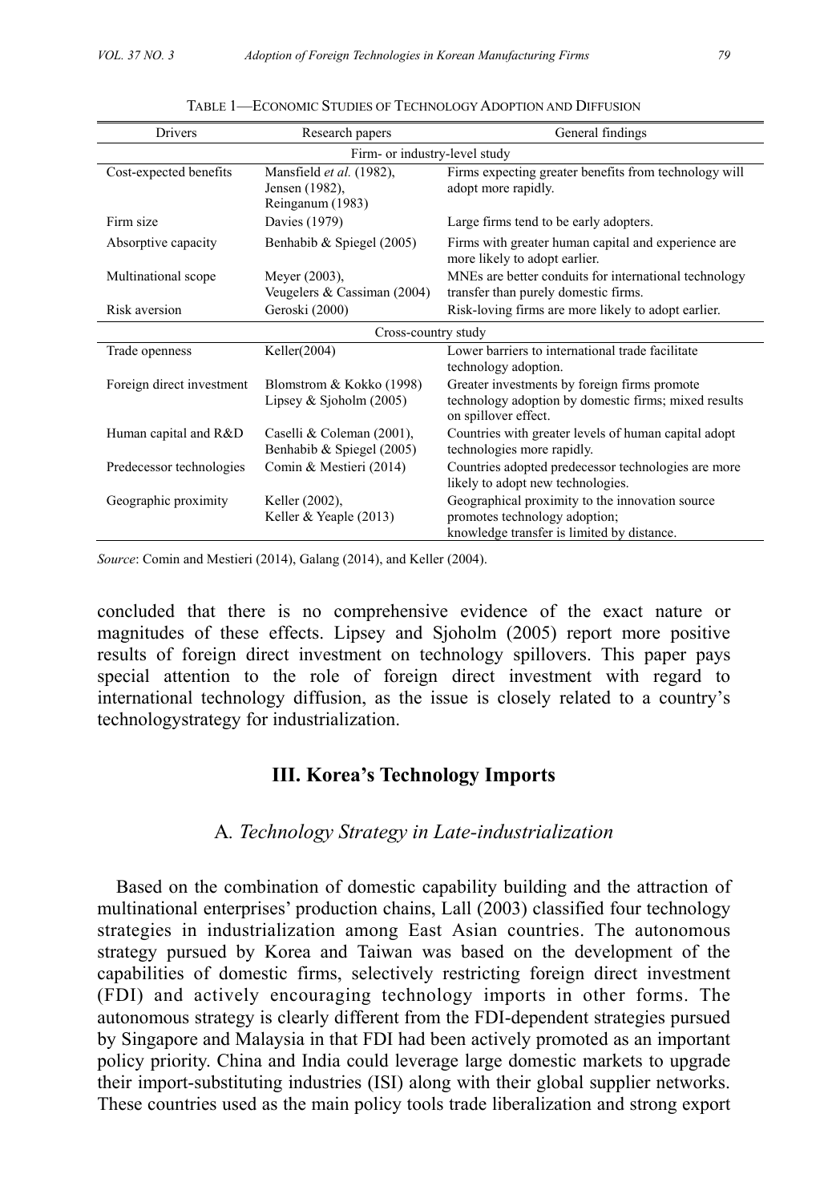TABLE 1—ECONOMIC STUDIES OF TECHNOLOGY ADOPTION AND DIFFUSION

| Drivers | Research papers | General findings |
|---|---|---|
| Firm- or industry-level study | | |
| Cost-expected benefits | Mansfield *et al.* (1982), Jensen (1982), Reinganum (1983) | Firms expecting greater benefits from technology will adopt more rapidly. |
| Firm size | Davies (1979) | Large firms tend to be early adopters. |
| Absorptive capacity | Benhabib & Spiegel (2005) | Firms with greater human capital and experience are more likely to adopt earlier. |
| Multinational scope | Meyer (2003), Veugelers & Cassiman (2004) | MNEs are better conduits for international technology transfer than purely domestic firms. |
| Risk aversion | Geroski (2000) | Risk-loving firms are more likely to adopt earlier. |
| Cross-country study | | |
| Trade openness | Keller(2004) | Lower barriers to international trade facilitate technology adoption. |
| Foreign direct investment | Blomstrom & Kokko (1998) Lipsey & Sjoholm (2005) | Greater investments by foreign firms promote technology adoption by domestic firms; mixed results on spillover effect. |
| Human capital and R&D | Caselli & Coleman (2001), Benhabib & Spiegel (2005) | Countries with greater levels of human capital adopt technologies more rapidly. |
| Predecessor technologies | Comin & Mestieri (2014) | Countries adopted predecessor technologies are more likely to adopt new technologies. |
| Geographic proximity | Keller (2002), Keller & Yeaple (2013) | Geographical proximity to the innovation source promotes technology adoption; knowledge transfer is limited by distance. |

*Source*: Comin and Mestieri (2014), Galang (2014), and Keller (2004).

concluded that there is no comprehensive evidence of the exact nature or magnitudes of these effects. Lipsey and Sjoholm (2005) report more positive results of foreign direct investment on technology spillovers. This paper pays special attention to the role of foreign direct investment with regard to international technology diffusion, as the issue is closely related to a country's technologystrategy for industrialization.

## III. Korea's Technology Imports

### A. *Technology Strategy in Late-industrialization*

Based on the combination of domestic capability building and the attraction of multinational enterprises' production chains, Lall (2003) classified four technology strategies in industrialization among East Asian countries. The autonomous strategy pursued by Korea and Taiwan was based on the development of the capabilities of domestic firms, selectively restricting foreign direct investment (FDI) and actively encouraging technology imports in other forms. The autonomous strategy is clearly different from the FDI-dependent strategies pursued by Singapore and Malaysia in that FDI had been actively promoted as an important policy priority. China and India could leverage large domestic markets to upgrade their import-substituting industries (ISI) along with their global supplier networks. These countries used as the main policy tools trade liberalization and strong export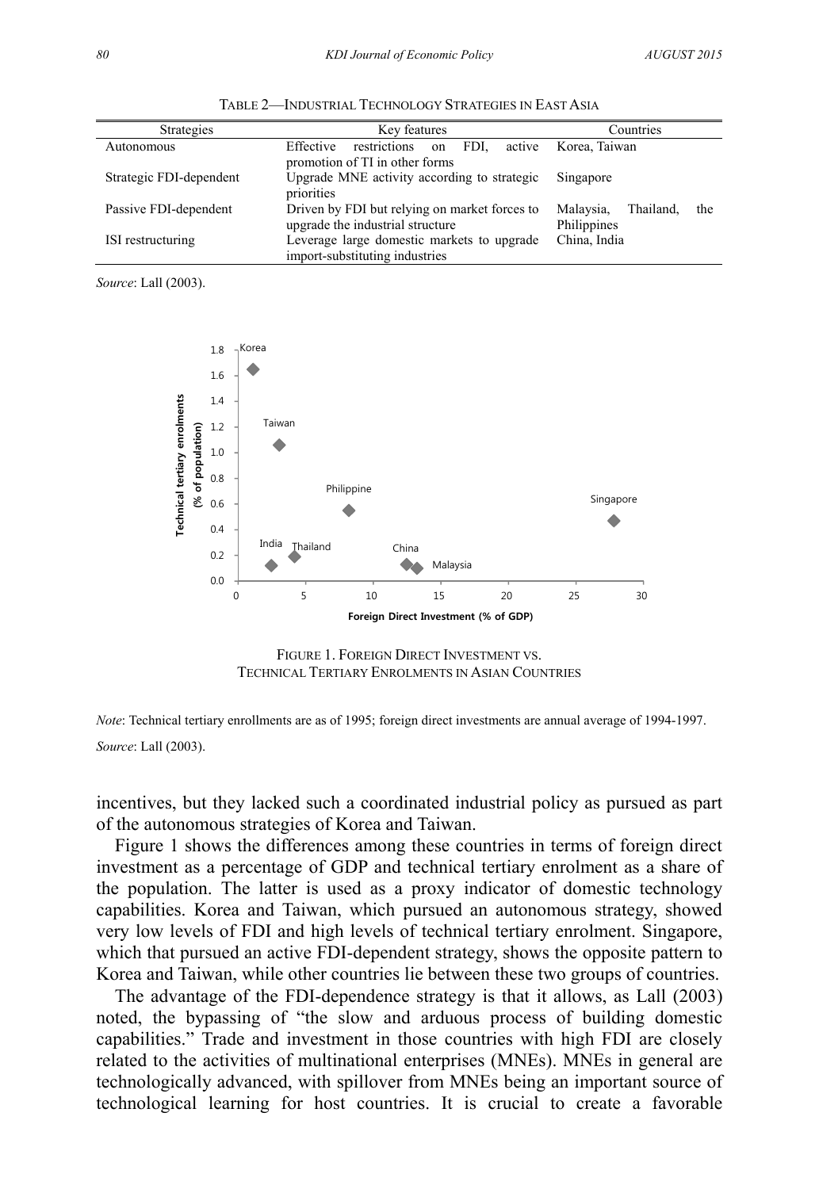TABLE 2—INDUSTRIAL TECHNOLOGY STRATEGIES IN EAST ASIA

| Strategies | Key features | Countries |
|---|---|---|
| Autonomous | Effective restrictions on FDI, active promotion of TI in other forms | Korea, Taiwan |
| Strategic FDI-dependent | Upgrade MNE activity according to strategic priorities | Singapore |
| Passive FDI-dependent | Driven by FDI but relying on market forces to upgrade the industrial structure | Malaysia, Thailand, the Philippines |
| ISI restructuring | Leverage large domestic markets to upgrade import-substituting industries | China, India |

*Source*: Lall (2003).

FIGURE 1. FOREIGN DIRECT INVESTMENT VS. TECHNICAL TERTIARY ENROLMENTS IN ASIAN COUNTRIES

*Note*: Technical tertiary enrollments are as of 1995; foreign direct investments are annual average of 1994-1997.

*Source*: Lall (2003).

incentives, but they lacked such a coordinated industrial policy as pursued as part of the autonomous strategies of Korea and Taiwan.

Figure 1 shows the differences among these countries in terms of foreign direct investment as a percentage of GDP and technical tertiary enrolment as a share of the population. The latter is used as a proxy indicator of domestic technology capabilities. Korea and Taiwan, which pursued an autonomous strategy, showed very low levels of FDI and high levels of technical tertiary enrolment. Singapore, which that pursued an active FDI-dependent strategy, shows the opposite pattern to Korea and Taiwan, while other countries lie between these two groups of countries.

The advantage of the FDI-dependence strategy is that it allows, as Lall (2003) noted, the bypassing of "the slow and arduous process of building domestic capabilities." Trade and investment in those countries with high FDI are closely related to the activities of multinational enterprises (MNEs). MNEs in general are technologically advanced, with spillover from MNEs being an important source of technological learning for host countries. It is crucial to create a favorable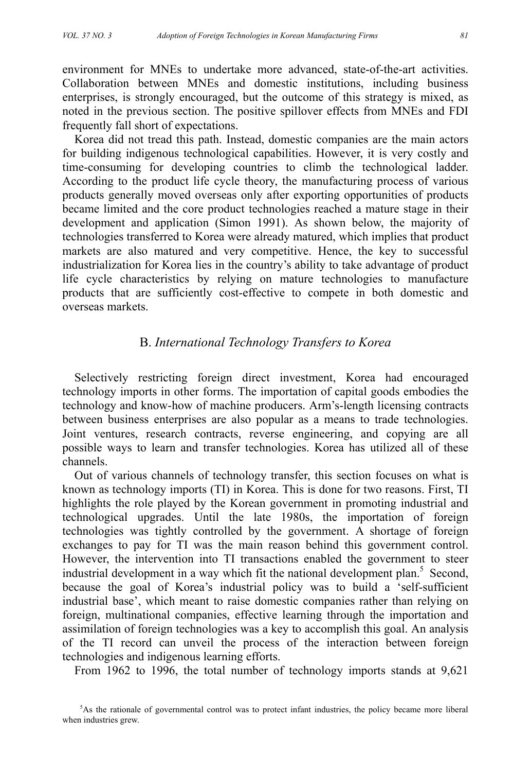environment for MNEs to undertake more advanced, state-of-the-art activities. Collaboration between MNEs and domestic institutions, including business enterprises, is strongly encouraged, but the outcome of this strategy is mixed, as noted in the previous section. The positive spillover effects from MNEs and FDI frequently fall short of expectations.

Korea did not tread this path. Instead, domestic companies are the main actors for building indigenous technological capabilities. However, it is very costly and time-consuming for developing countries to climb the technological ladder. According to the product life cycle theory, the manufacturing process of various products generally moved overseas only after exporting opportunities of products became limited and the core product technologies reached a mature stage in their development and application (Simon 1991). As shown below, the majority of technologies transferred to Korea were already matured, which implies that product markets are also matured and very competitive. Hence, the key to successful industrialization for Korea lies in the country's ability to take advantage of product life cycle characteristics by relying on mature technologies to manufacture products that are sufficiently cost-effective to compete in both domestic and overseas markets.

## B. *International Technology Transfers to Korea*

Selectively restricting foreign direct investment, Korea had encouraged technology imports in other forms. The importation of capital goods embodies the technology and know-how of machine producers. Arm's-length licensing contracts between business enterprises are also popular as a means to trade technologies. Joint ventures, research contracts, reverse engineering, and copying are all possible ways to learn and transfer technologies. Korea has utilized all of these channels.

Out of various channels of technology transfer, this section focuses on what is known as technology imports (TI) in Korea. This is done for two reasons. First, TI highlights the role played by the Korean government in promoting industrial and technological upgrades. Until the late 1980s, the importation of foreign technologies was tightly controlled by the government. A shortage of foreign exchanges to pay for TI was the main reason behind this government control. However, the intervention into TI transactions enabled the government to steer industrial development in a way which fit the national development plan.[5] Second, because the goal of Korea's industrial policy was to build a 'self-sufficient industrial base', which meant to raise domestic companies rather than relying on foreign, multinational companies, effective learning through the importation and assimilation of foreign technologies was a key to accomplish this goal. An analysis of the TI record can unveil the process of the interaction between foreign technologies and indigenous learning efforts.

From 1962 to 1996, the total number of technology imports stands at 9,621

[5]As the rationale of governmental control was to protect infant industries, the policy became more liberal when industries grew.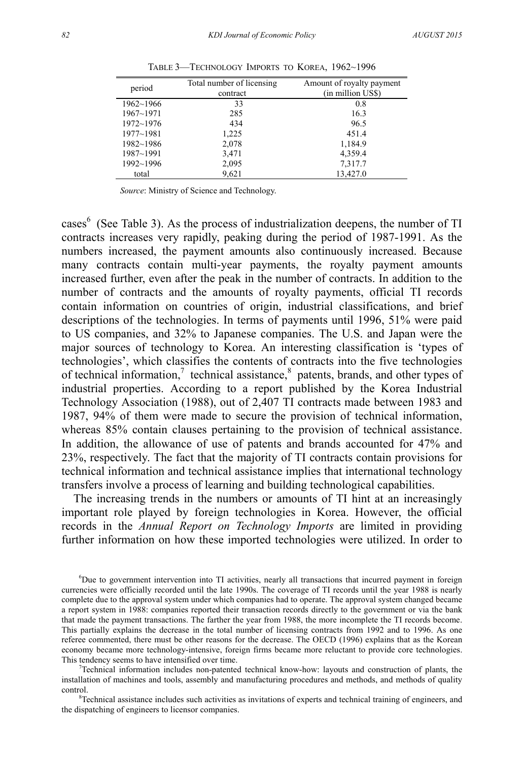TABLE 3—TECHNOLOGY IMPORTS TO KOREA, 1962~1996

| period | Total number of licensing contract | Amount of royalty payment (in million US$) |
|---|---|---|
| 1962~1966 | 33 | 0.8 |
| 1967~1971 | 285 | 16.3 |
| 1972~1976 | 434 | 96.5 |
| 1977~1981 | 1,225 | 451.4 |
| 1982~1986 | 2,078 | 1,184.9 |
| 1987~1991 | 3,471 | 4,359.4 |
| 1992~1996 | 2,095 | 7,317.7 |
| total | 9,621 | 13,427.0 |

*Source*: Ministry of Science and Technology.

cases[6] (See Table 3). As the process of industrialization deepens, the number of TI contracts increases very rapidly, peaking during the period of 1987-1991. As the numbers increased, the payment amounts also continuously increased. Because many contracts contain multi-year payments, the royalty payment amounts increased further, even after the peak in the number of contracts. In addition to the number of contracts and the amounts of royalty payments, official TI records contain information on countries of origin, industrial classifications, and brief descriptions of the technologies. In terms of payments until 1996, 51% were paid to US companies, and 32% to Japanese companies. The U.S. and Japan were the major sources of technology to Korea. An interesting classification is 'types of technologies', which classifies the contents of contracts into the five technologies of technical information,[7] technical assistance,[8] patents, brands, and other types of industrial properties. According to a report published by the Korea Industrial Technology Association (1988), out of 2,407 TI contracts made between 1983 and 1987, 94% of them were made to secure the provision of technical information, whereas 85% contain clauses pertaining to the provision of technical assistance. In addition, the allowance of use of patents and brands accounted for 47% and 23%, respectively. The fact that the majority of TI contracts contain provisions for technical information and technical assistance implies that international technology transfers involve a process of learning and building technological capabilities.

The increasing trends in the numbers or amounts of TI hint at an increasingly important role played by foreign technologies in Korea. However, the official records in the *Annual Report on Technology Imports* are limited in providing further information on how these imported technologies were utilized. In order to

[6]Due to government intervention into TI activities, nearly all transactions that incurred payment in foreign currencies were officially recorded until the late 1990s. The coverage of TI records until the year 1988 is nearly complete due to the approval system under which companies had to operate. The approval system changed became a report system in 1988: companies reported their transaction records directly to the government or via the bank that made the payment transactions. The farther the year from 1988, the more incomplete the TI records become. This partially explains the decrease in the total number of licensing contracts from 1992 and to 1996. As one referee commented, there must be other reasons for the decrease. The OECD (1996) explains that as the Korean economy became more technology-intensive, foreign firms became more reluctant to provide core technologies. This tendency seems to have intensified over time.

[7]Technical information includes non-patented technical know-how: layouts and construction of plants, the installation of machines and tools, assembly and manufacturing procedures and methods, and methods of quality control.

[8]Technical assistance includes such activities as invitations of experts and technical training of engineers, and the dispatching of engineers to licensor companies.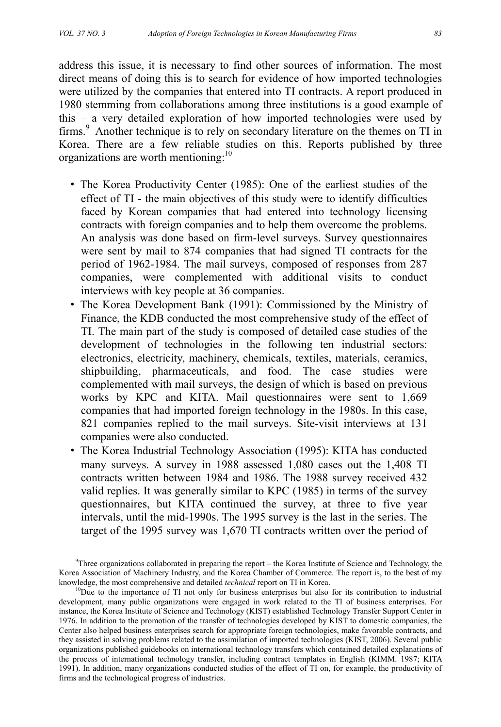address this issue, it is necessary to find other sources of information. The most direct means of doing this is to search for evidence of how imported technologies were utilized by the companies that entered into TI contracts. A report produced in 1980 stemming from collaborations among three institutions is a good example of this – a very detailed exploration of how imported technologies were used by firms.[9] Another technique is to rely on secondary literature on the themes on TI in Korea. There are a few reliable studies on this. Reports published by three organizations are worth mentioning:[10]

- The Korea Productivity Center (1985): One of the earliest studies of the effect of TI - the main objectives of this study were to identify difficulties faced by Korean companies that had entered into technology licensing contracts with foreign companies and to help them overcome the problems. An analysis was done based on firm-level surveys. Survey questionnaires were sent by mail to 874 companies that had signed TI contracts for the period of 1962-1984. The mail surveys, composed of responses from 287 companies, were complemented with additional visits to conduct interviews with key people at 36 companies.
- The Korea Development Bank (1991): Commissioned by the Ministry of Finance, the KDB conducted the most comprehensive study of the effect of TI. The main part of the study is composed of detailed case studies of the development of technologies in the following ten industrial sectors: electronics, electricity, machinery, chemicals, textiles, materials, ceramics, shipbuilding, pharmaceuticals, and food. The case studies were complemented with mail surveys, the design of which is based on previous works by KPC and KITA. Mail questionnaires were sent to 1,669 companies that had imported foreign technology in the 1980s. In this case, 821 companies replied to the mail surveys. Site-visit interviews at 131 companies were also conducted.
- The Korea Industrial Technology Association (1995): KITA has conducted many surveys. A survey in 1988 assessed 1,080 cases out the 1,408 TI contracts written between 1984 and 1986. The 1988 survey received 432 valid replies. It was generally similar to KPC (1985) in terms of the survey questionnaires, but KITA continued the survey, at three to five year intervals, until the mid-1990s. The 1995 survey is the last in the series. The target of the 1995 survey was 1,670 TI contracts written over the period of

[9] Three organizations collaborated in preparing the report – the Korea Institute of Science and Technology, the Korea Association of Machinery Industry, and the Korea Chamber of Commerce. The report is, to the best of my knowledge, the most comprehensive and detailed *technical* report on TI in Korea.

[10] Due to the importance of TI not only for business enterprises but also for its contribution to industrial development, many public organizations were engaged in work related to the TI of business enterprises. For instance, the Korea Institute of Science and Technology (KIST) established Technology Transfer Support Center in 1976. In addition to the promotion of the transfer of technologies developed by KIST to domestic companies, the Center also helped business enterprises search for appropriate foreign technologies, make favorable contracts, and they assisted in solving problems related to the assimilation of imported technologies (KIST, 2006). Several public organizations published guidebooks on international technology transfers which contained detailed explanations of the process of international technology transfer, including contract templates in English (KIMM. 1987; KITA 1991). In addition, many organizations conducted studies of the effect of TI on, for example, the productivity of firms and the technological progress of industries.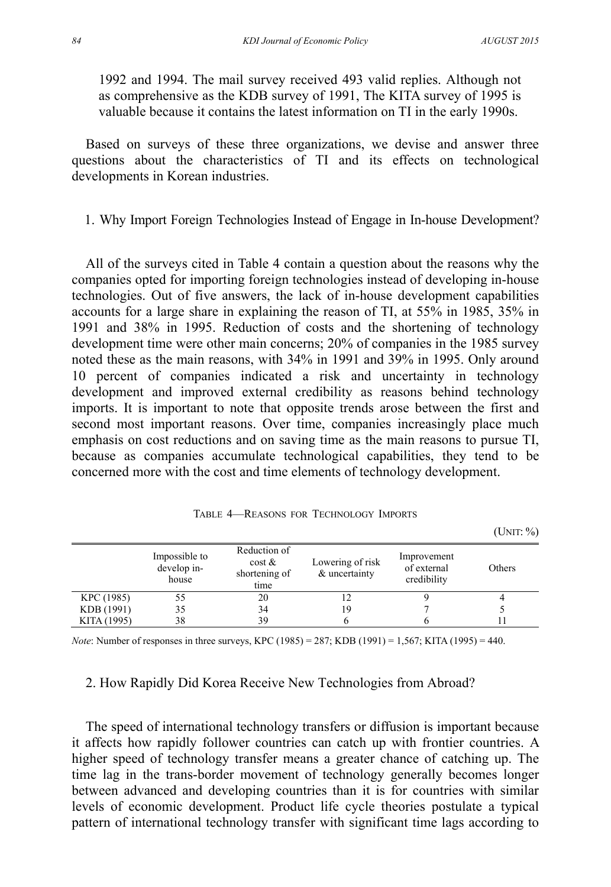1992 and 1994. The mail survey received 493 valid replies. Although not as comprehensive as the KDB survey of 1991, The KITA survey of 1995 is valuable because it contains the latest information on TI in the early 1990s.

Based on surveys of these three organizations, we devise and answer three questions about the characteristics of TI and its effects on technological developments in Korean industries.

### 1. Why Import Foreign Technologies Instead of Engage in In-house Development?

All of the surveys cited in Table 4 contain a question about the reasons why the companies opted for importing foreign technologies instead of developing in-house technologies. Out of five answers, the lack of in-house development capabilities accounts for a large share in explaining the reason of TI, at 55% in 1985, 35% in 1991 and 38% in 1995. Reduction of costs and the shortening of technology development time were other main concerns; 20% of companies in the 1985 survey noted these as the main reasons, with 34% in 1991 and 39% in 1995. Only around 10 percent of companies indicated a risk and uncertainty in technology development and improved external credibility as reasons behind technology imports. It is important to note that opposite trends arose between the first and second most important reasons. Over time, companies increasingly place much emphasis on cost reductions and on saving time as the main reasons to pursue TI, because as companies accumulate technological capabilities, they tend to be concerned more with the cost and time elements of technology development.

TABLE 4—REASONS FOR TECHNOLOGY IMPORTS

(UNIT: %)

| | Impossible to develop in-house | Reduction of cost & shortening of time | Lowering of risk & uncertainty | Improvement of external credibility | Others |
|---|---|---|---|---|---|
| KPC (1985) | 55 | 20 | 12 | 9 | 4 |
| KDB (1991) | 35 | 34 | 19 | 7 | 5 |
| KITA (1995) | 38 | 39 | 6 | 6 | 11 |

*Note*: Number of responses in three surveys, KPC (1985) = 287; KDB (1991) = 1,567; KITA (1995) = 440.

### 2. How Rapidly Did Korea Receive New Technologies from Abroad?

The speed of international technology transfers or diffusion is important because it affects how rapidly follower countries can catch up with frontier countries. A higher speed of technology transfer means a greater chance of catching up. The time lag in the trans-border movement of technology generally becomes longer between advanced and developing countries than it is for countries with similar levels of economic development. Product life cycle theories postulate a typical pattern of international technology transfer with significant time lags according to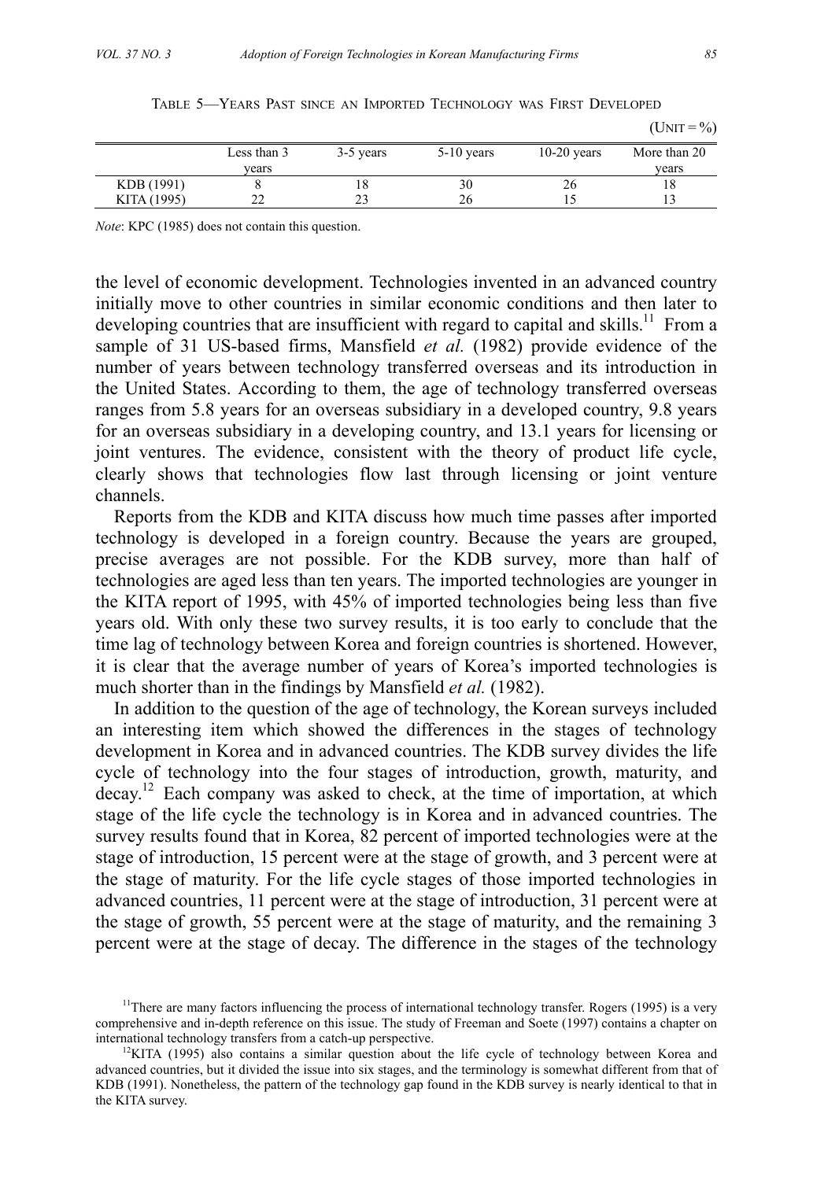TABLE 5—YEARS PAST SINCE AN IMPORTED TECHNOLOGY WAS FIRST DEVELOPED

(UNIT = %)

| | Less than 3 years | 3-5 years | 5-10 years | 10-20 years | More than 20 years |
|---|---|---|---|---|---|
| KDB (1991) | 8 | 18 | 30 | 26 | 18 |
| KITA (1995) | 22 | 23 | 26 | 15 | 13 |

*Note*: KPC (1985) does not contain this question.

the level of economic development. Technologies invented in an advanced country initially move to other countries in similar economic conditions and then later to developing countries that are insufficient with regard to capital and skills.[11] From a sample of 31 US-based firms, Mansfield *et al.* (1982) provide evidence of the number of years between technology transferred overseas and its introduction in the United States. According to them, the age of technology transferred overseas ranges from 5.8 years for an overseas subsidiary in a developed country, 9.8 years for an overseas subsidiary in a developing country, and 13.1 years for licensing or joint ventures. The evidence, consistent with the theory of product life cycle, clearly shows that technologies flow last through licensing or joint venture channels.

Reports from the KDB and KITA discuss how much time passes after imported technology is developed in a foreign country. Because the years are grouped, precise averages are not possible. For the KDB survey, more than half of technologies are aged less than ten years. The imported technologies are younger in the KITA report of 1995, with 45% of imported technologies being less than five years old. With only these two survey results, it is too early to conclude that the time lag of technology between Korea and foreign countries is shortened. However, it is clear that the average number of years of Korea's imported technologies is much shorter than in the findings by Mansfield *et al.* (1982).

In addition to the question of the age of technology, the Korean surveys included an interesting item which showed the differences in the stages of technology development in Korea and in advanced countries. The KDB survey divides the life cycle of technology into the four stages of introduction, growth, maturity, and decay.[12] Each company was asked to check, at the time of importation, at which stage of the life cycle the technology is in Korea and in advanced countries. The survey results found that in Korea, 82 percent of imported technologies were at the stage of introduction, 15 percent were at the stage of growth, and 3 percent were at the stage of maturity. For the life cycle stages of those imported technologies in advanced countries, 11 percent were at the stage of introduction, 31 percent were at the stage of growth, 55 percent were at the stage of maturity, and the remaining 3 percent were at the stage of decay. The difference in the stages of the technology

[11] There are many factors influencing the process of international technology transfer. Rogers (1995) is a very comprehensive and in-depth reference on this issue. The study of Freeman and Soete (1997) contains a chapter on international technology transfers from a catch-up perspective.

[12] KITA (1995) also contains a similar question about the life cycle of technology between Korea and advanced countries, but it divided the issue into six stages, and the terminology is somewhat different from that of KDB (1991). Nonetheless, the pattern of the technology gap found in the KDB survey is nearly identical to that in the KITA survey.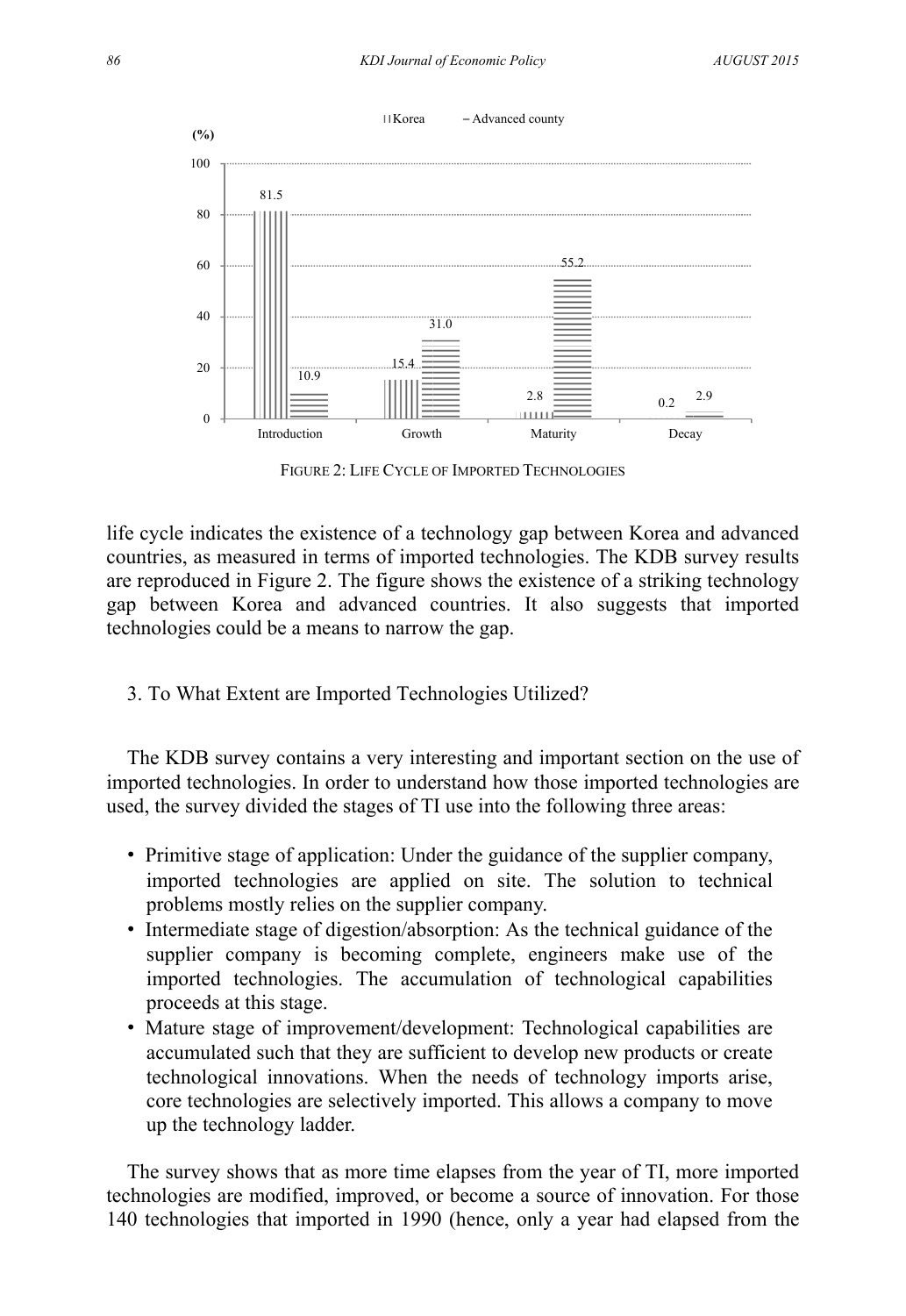| (%) | Introduction | Growth | Maturity | Decay |
|---|---|---|---|---|
| Korea | 81.5 | 15.4 | 2.8 | 0.2 |
| Advanced county | 10.9 | 31.0 | 55.2 | 2.9 |

FIGURE 2: LIFE CYCLE OF IMPORTED TECHNOLOGIES

life cycle indicates the existence of a technology gap between Korea and advanced countries, as measured in terms of imported technologies. The KDB survey results are reproduced in Figure 2. The figure shows the existence of a striking technology gap between Korea and advanced countries. It also suggests that imported technologies could be a means to narrow the gap.

### 3. To What Extent are Imported Technologies Utilized?

The KDB survey contains a very interesting and important section on the use of imported technologies. In order to understand how those imported technologies are used, the survey divided the stages of TI use into the following three areas:

- Primitive stage of application: Under the guidance of the supplier company, imported technologies are applied on site. The solution to technical problems mostly relies on the supplier company.
- Intermediate stage of digestion/absorption: As the technical guidance of the supplier company is becoming complete, engineers make use of the imported technologies. The accumulation of technological capabilities proceeds at this stage.
- Mature stage of improvement/development: Technological capabilities are accumulated such that they are sufficient to develop new products or create technological innovations. When the needs of technology imports arise, core technologies are selectively imported. This allows a company to move up the technology ladder.

The survey shows that as more time elapses from the year of TI, more imported technologies are modified, improved, or become a source of innovation. For those 140 technologies that imported in 1990 (hence, only a year had elapsed from the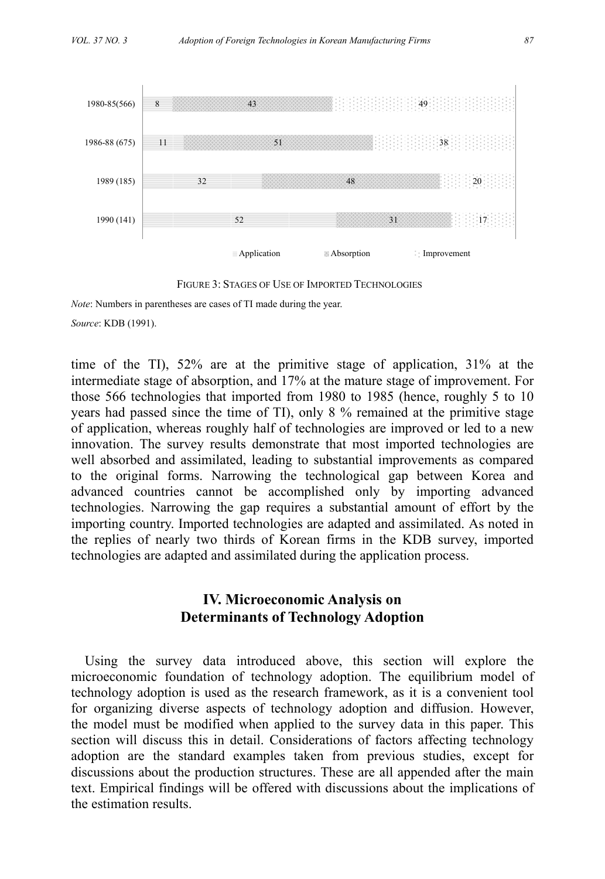| | Application | Absorption | Improvement |
|---|---|---|---|
| 1980-85(566) | 8 | 43 | 49 |
| 1986-88 (675) | 11 | 51 | 38 |
| 1989 (185) | 32 | 48 | 20 |
| 1990 (141) | 52 | 31 | 17 |

FIGURE 3: STAGES OF USE OF IMPORTED TECHNOLOGIES

*Note*: Numbers in parentheses are cases of TI made during the year.

*Source*: KDB (1991).

time of the TI), 52% are at the primitive stage of application, 31% at the intermediate stage of absorption, and 17% at the mature stage of improvement. For those 566 technologies that imported from 1980 to 1985 (hence, roughly 5 to 10 years had passed since the time of TI), only 8 % remained at the primitive stage of application, whereas roughly half of technologies are improved or led to a new innovation. The survey results demonstrate that most imported technologies are well absorbed and assimilated, leading to substantial improvements as compared to the original forms. Narrowing the technological gap between Korea and advanced countries cannot be accomplished only by importing advanced technologies. Narrowing the gap requires a substantial amount of effort by the importing country. Imported technologies are adapted and assimilated. As noted in the replies of nearly two thirds of Korean firms in the KDB survey, imported technologies are adapted and assimilated during the application process.

## IV. Microeconomic Analysis on Determinants of Technology Adoption

Using the survey data introduced above, this section will explore the microeconomic foundation of technology adoption. The equilibrium model of technology adoption is used as the research framework, as it is a convenient tool for organizing diverse aspects of technology adoption and diffusion. However, the model must be modified when applied to the survey data in this paper. This section will discuss this in detail. Considerations of factors affecting technology adoption are the standard examples taken from previous studies, except for discussions about the production structures. These are all appended after the main text. Empirical findings will be offered with discussions about the implications of the estimation results.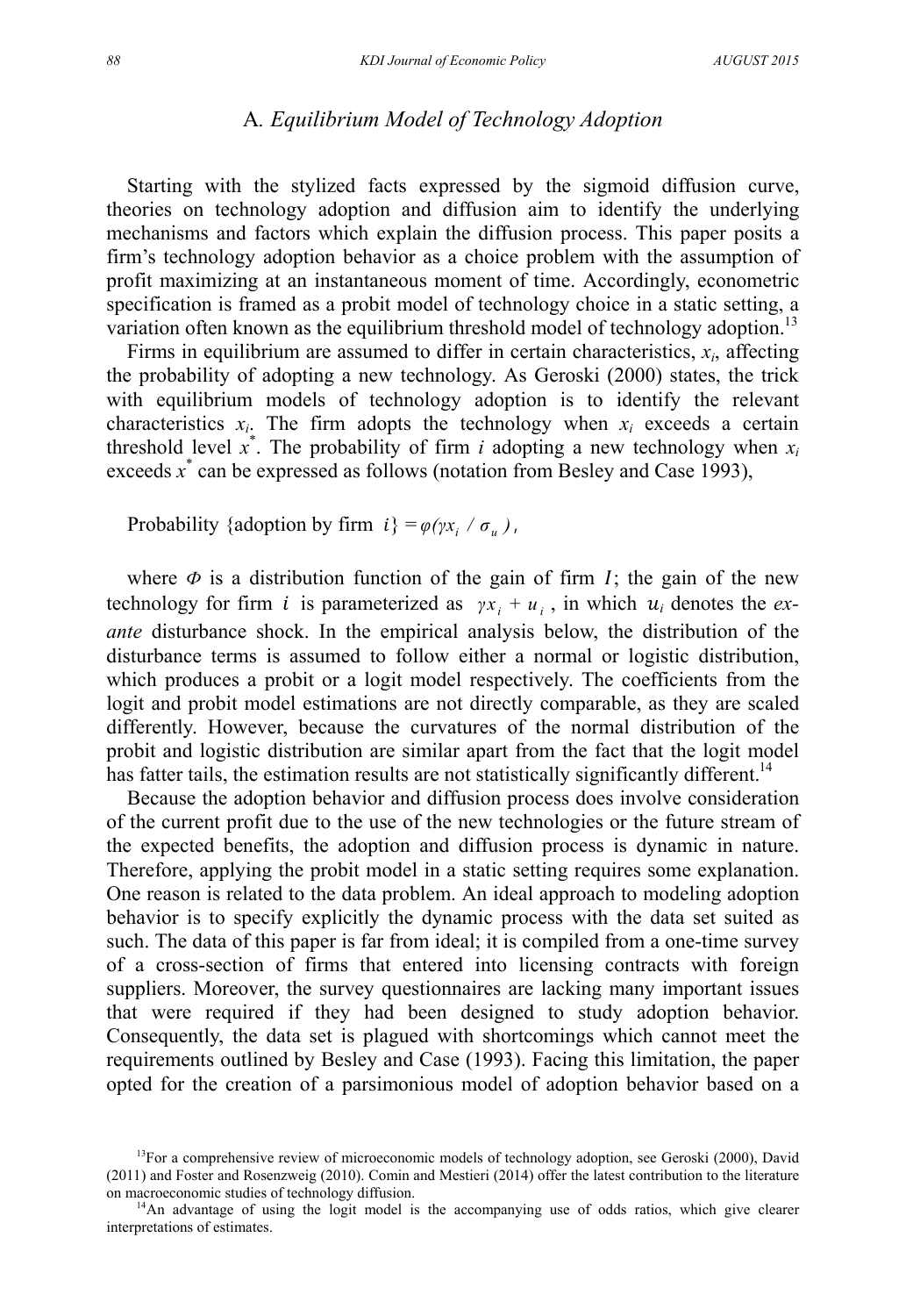### A. *Equilibrium Model of Technology Adoption*

Starting with the stylized facts expressed by the sigmoid diffusion curve, theories on technology adoption and diffusion aim to identify the underlying mechanisms and factors which explain the diffusion process. This paper posits a firm's technology adoption behavior as a choice problem with the assumption of profit maximizing at an instantaneous moment of time. Accordingly, econometric specification is framed as a probit model of technology choice in a static setting, a variation often known as the equilibrium threshold model of technology adoption.[13]

Firms in equilibrium are assumed to differ in certain characteristics, $x_i$, affecting the probability of adopting a new technology. As Geroski (2000) states, the trick with equilibrium models of technology adoption is to identify the relevant characteristics $x_i$. The firm adopts the technology when $x_i$ exceeds a certain threshold level $x^*$. The probability of firm $i$ adopting a new technology when $x_i$ exceeds $x^*$ can be expressed as follows (notation from Besley and Case 1993),

$$\text{Probability \{adoption by firm } i\} = \varphi(\gamma x_i / \sigma_u),$$

where $\Phi$ is a distribution function of the gain of firm $I$; the gain of the new technology for firm $i$ is parameterized as $\gamma x_i + u_i$, in which $u_i$ denotes the *ex-ante* disturbance shock. In the empirical analysis below, the distribution of the disturbance terms is assumed to follow either a normal or logistic distribution, which produces a probit or a logit model respectively. The coefficients from the logit and probit model estimations are not directly comparable, as they are scaled differently. However, because the curvatures of the normal distribution of the probit and logistic distribution are similar apart from the fact that the logit model has fatter tails, the estimation results are not statistically significantly different.[14]

Because the adoption behavior and diffusion process does involve consideration of the current profit due to the use of the new technologies or the future stream of the expected benefits, the adoption and diffusion process is dynamic in nature. Therefore, applying the probit model in a static setting requires some explanation. One reason is related to the data problem. An ideal approach to modeling adoption behavior is to specify explicitly the dynamic process with the data set suited as such. The data of this paper is far from ideal; it is compiled from a one-time survey of a cross-section of firms that entered into licensing contracts with foreign suppliers. Moreover, the survey questionnaires are lacking many important issues that were required if they had been designed to study adoption behavior. Consequently, the data set is plagued with shortcomings which cannot meet the requirements outlined by Besley and Case (1993). Facing this limitation, the paper opted for the creation of a parsimonious model of adoption behavior based on a

[13]For a comprehensive review of microeconomic models of technology adoption, see Geroski (2000), David (2011) and Foster and Rosenzweig (2010). Comin and Mestieri (2014) offer the latest contribution to the literature on macroeconomic studies of technology diffusion.

[14]An advantage of using the logit model is the accompanying use of odds ratios, which give clearer interpretations of estimates.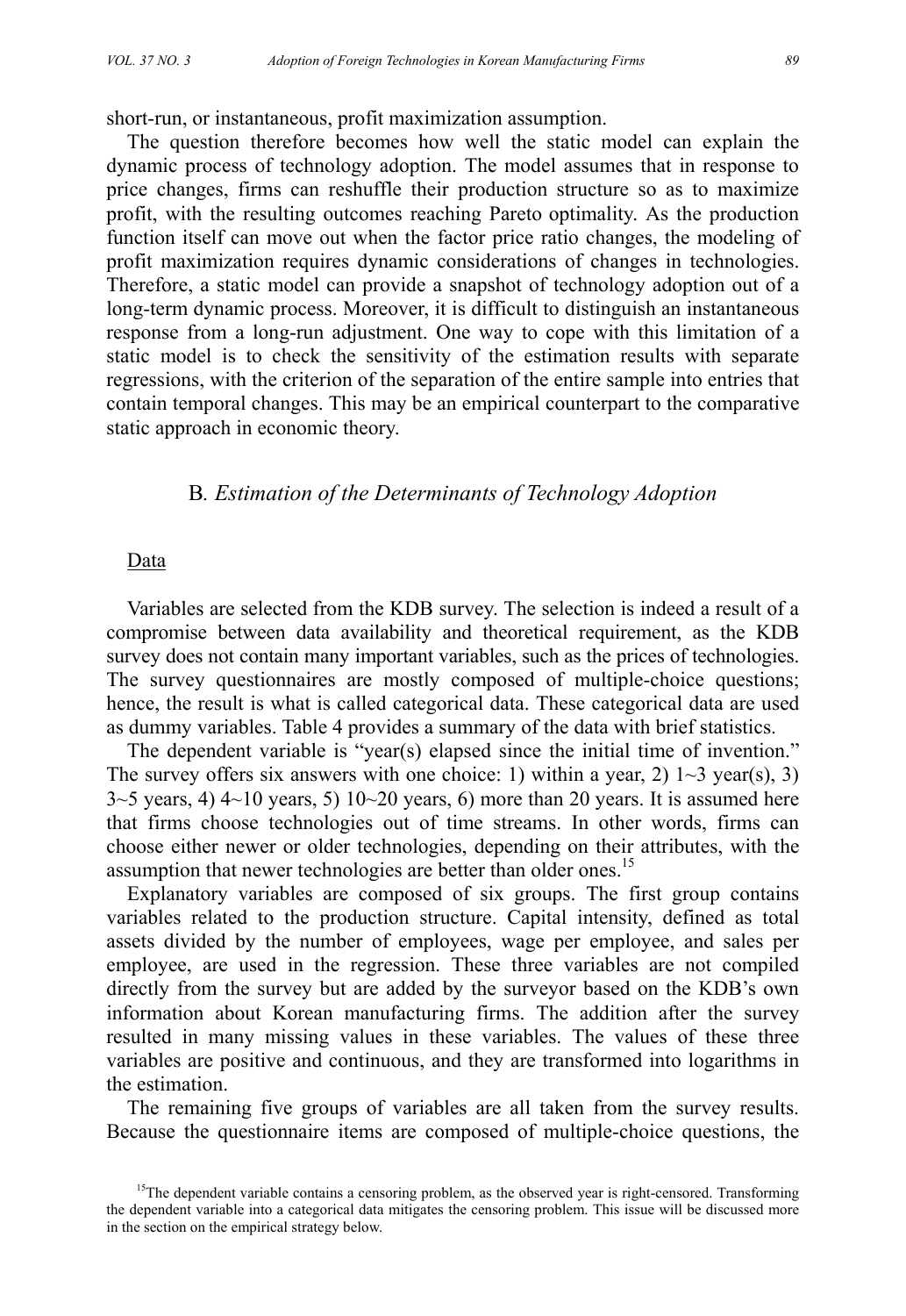short-run, or instantaneous, profit maximization assumption.

The question therefore becomes how well the static model can explain the dynamic process of technology adoption. The model assumes that in response to price changes, firms can reshuffle their production structure so as to maximize profit, with the resulting outcomes reaching Pareto optimality. As the production function itself can move out when the factor price ratio changes, the modeling of profit maximization requires dynamic considerations of changes in technologies. Therefore, a static model can provide a snapshot of technology adoption out of a long-term dynamic process. Moreover, it is difficult to distinguish an instantaneous response from a long-run adjustment. One way to cope with this limitation of a static model is to check the sensitivity of the estimation results with separate regressions, with the criterion of the separation of the entire sample into entries that contain temporal changes. This may be an empirical counterpart to the comparative static approach in economic theory.

### B. *Estimation of the Determinants of Technology Adoption*

Data

Variables are selected from the KDB survey. The selection is indeed a result of a compromise between data availability and theoretical requirement, as the KDB survey does not contain many important variables, such as the prices of technologies. The survey questionnaires are mostly composed of multiple-choice questions; hence, the result is what is called categorical data. These categorical data are used as dummy variables. Table 4 provides a summary of the data with brief statistics.

The dependent variable is "year(s) elapsed since the initial time of invention." The survey offers six answers with one choice: 1) within a year, 2) 1~3 year(s), 3) 3~5 years, 4) 4~10 years, 5) 10~20 years, 6) more than 20 years. It is assumed here that firms choose technologies out of time streams. In other words, firms can choose either newer or older technologies, depending on their attributes, with the assumption that newer technologies are better than older ones.[15]

Explanatory variables are composed of six groups. The first group contains variables related to the production structure. Capital intensity, defined as total assets divided by the number of employees, wage per employee, and sales per employee, are used in the regression. These three variables are not compiled directly from the survey but are added by the surveyor based on the KDB's own information about Korean manufacturing firms. The addition after the survey resulted in many missing values in these variables. The values of these three variables are positive and continuous, and they are transformed into logarithms in the estimation.

The remaining five groups of variables are all taken from the survey results. Because the questionnaire items are composed of multiple-choice questions, the

[15]The dependent variable contains a censoring problem, as the observed year is right-censored. Transforming the dependent variable into a categorical data mitigates the censoring problem. This issue will be discussed more in the section on the empirical strategy below.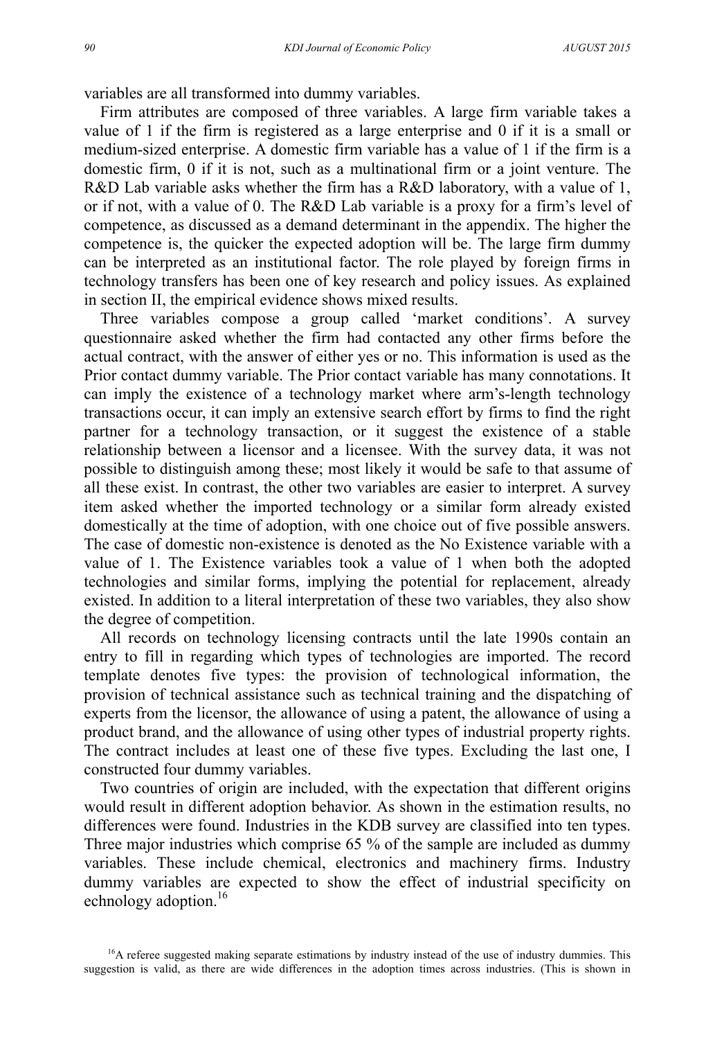variables are all transformed into dummy variables.

Firm attributes are composed of three variables. A large firm variable takes a value of 1 if the firm is registered as a large enterprise and 0 if it is a small or medium-sized enterprise. A domestic firm variable has a value of 1 if the firm is a domestic firm, 0 if it is not, such as a multinational firm or a joint venture. The R&D Lab variable asks whether the firm has a R&D laboratory, with a value of 1, or if not, with a value of 0. The R&D Lab variable is a proxy for a firm's level of competence, as discussed as a demand determinant in the appendix. The higher the competence is, the quicker the expected adoption will be. The large firm dummy can be interpreted as an institutional factor. The role played by foreign firms in technology transfers has been one of key research and policy issues. As explained in section II, the empirical evidence shows mixed results.

Three variables compose a group called 'market conditions'. A survey questionnaire asked whether the firm had contacted any other firms before the actual contract, with the answer of either yes or no. This information is used as the Prior contact dummy variable. The Prior contact variable has many connotations. It can imply the existence of a technology market where arm's-length technology transactions occur, it can imply an extensive search effort by firms to find the right partner for a technology transaction, or it suggest the existence of a stable relationship between a licensor and a licensee. With the survey data, it was not possible to distinguish among these; most likely it would be safe to that assume of all these exist. In contrast, the other two variables are easier to interpret. A survey item asked whether the imported technology or a similar form already existed domestically at the time of adoption, with one choice out of five possible answers. The case of domestic non-existence is denoted as the No Existence variable with a value of 1. The Existence variables took a value of 1 when both the adopted technologies and similar forms, implying the potential for replacement, already existed. In addition to a literal interpretation of these two variables, they also show the degree of competition.

All records on technology licensing contracts until the late 1990s contain an entry to fill in regarding which types of technologies are imported. The record template denotes five types: the provision of technological information, the provision of technical assistance such as technical training and the dispatching of experts from the licensor, the allowance of using a patent, the allowance of using a product brand, and the allowance of using other types of industrial property rights. The contract includes at least one of these five types. Excluding the last one, I constructed four dummy variables.

Two countries of origin are included, with the expectation that different origins would result in different adoption behavior. As shown in the estimation results, no differences were found. Industries in the KDB survey are classified into ten types. Three major industries which comprise 65 % of the sample are included as dummy variables. These include chemical, electronics and machinery firms. Industry dummy variables are expected to show the effect of industrial specificity on echnology adoption.[16]

[16]A referee suggested making separate estimations by industry instead of the use of industry dummies. This suggestion is valid, as there are wide differences in the adoption times across industries. (This is shown in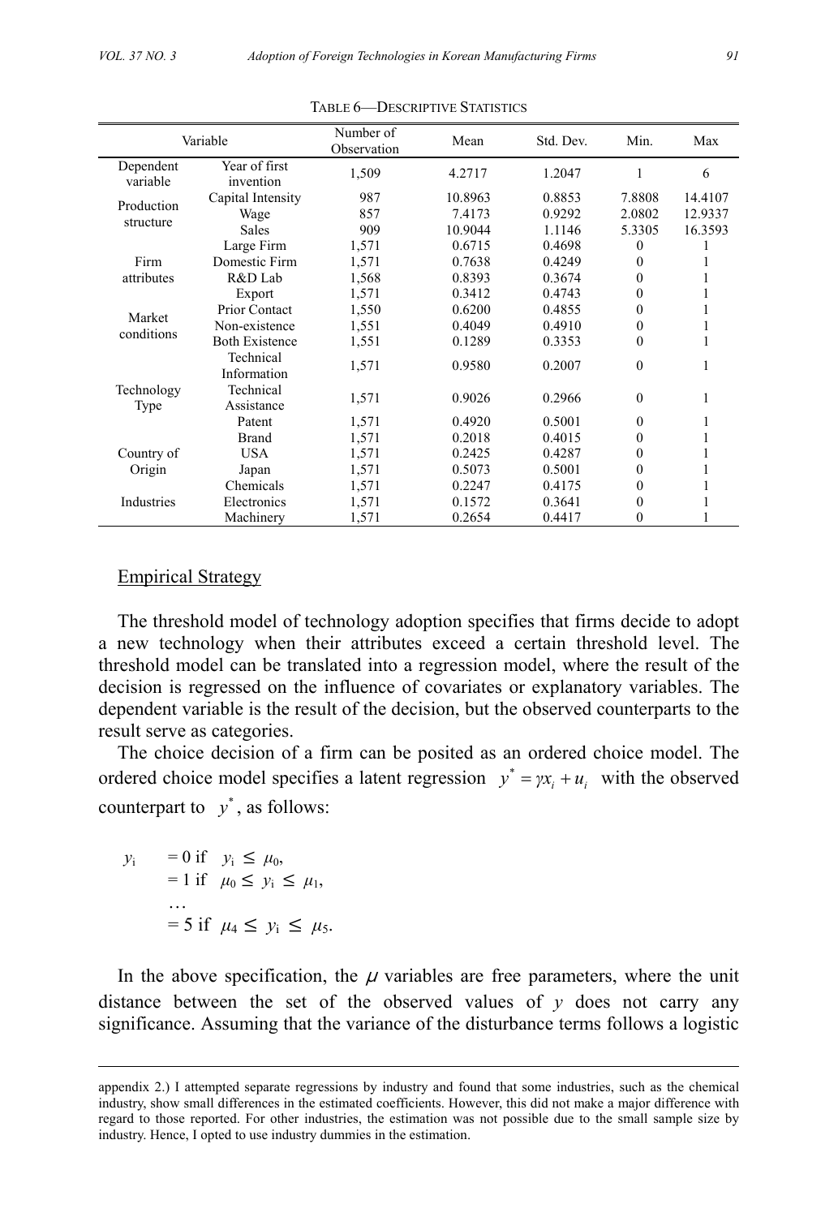TABLE 6—DESCRIPTIVE STATISTICS

| Variable | | Number of Observation | Mean | Std. Dev. | Min. | Max |
|---|---|---|---|---|---|---|
| Dependent variable | Year of first invention | 1,509 | 4.2717 | 1.2047 | 1 | 6 |
| Production structure | Capital Intensity | 987 | 10.8963 | 0.8853 | 7.8808 | 14.4107 |
| | Wage | 857 | 7.4173 | 0.9292 | 2.0802 | 12.9337 |
| | Sales | 909 | 10.9044 | 1.1146 | 5.3305 | 16.3593 |
| Firm attributes | Large Firm | 1,571 | 0.6715 | 0.4698 | 0 | 1 |
| | Domestic Firm | 1,571 | 0.7638 | 0.4249 | 0 | 1 |
| | R&D Lab | 1,568 | 0.8393 | 0.3674 | 0 | 1 |
| | Export | 1,571 | 0.3412 | 0.4743 | 0 | 1 |
| Market conditions | Prior Contact | 1,550 | 0.6200 | 0.4855 | 0 | 1 |
| | Non-existence | 1,551 | 0.4049 | 0.4910 | 0 | 1 |
| | Both Existence | 1,551 | 0.1289 | 0.3353 | 0 | 1 |
| Technology Type | Technical Information | 1,571 | 0.9580 | 0.2007 | 0 | 1 |
| | Technical Assistance | 1,571 | 0.9026 | 0.2966 | 0 | 1 |
| | Patent | 1,571 | 0.4920 | 0.5001 | 0 | 1 |
| | Brand | 1,571 | 0.2018 | 0.4015 | 0 | 1 |
| Country of Origin | USA | 1,571 | 0.2425 | 0.4287 | 0 | 1 |
| | Japan | 1,571 | 0.5073 | 0.5001 | 0 | 1 |
| Industries | Chemicals | 1,571 | 0.2247 | 0.4175 | 0 | 1 |
| | Electronics | 1,571 | 0.1572 | 0.3641 | 0 | 1 |
| | Machinery | 1,571 | 0.2654 | 0.4417 | 0 | 1 |

## Empirical Strategy

The threshold model of technology adoption specifies that firms decide to adopt a new technology when their attributes exceed a certain threshold level. The threshold model can be translated into a regression model, where the result of the decision is regressed on the influence of covariates or explanatory variables. The dependent variable is the result of the decision, but the observed counterparts to the result serve as categories.

The choice decision of a firm can be posited as an ordered choice model. The ordered choice model specifies a latent regression $y^* = \gamma x_i + u_i$ with the observed counterpart to $y^*$, as follows:

$$
\begin{aligned}
y_i \quad &= 0 \text{ if } \quad y_i \leq \mu_0, \\
&= 1 \text{ if } \quad \mu_0 \leq y_i \leq \mu_1, \\
&\dots \\
&= 5 \text{ if } \quad \mu_4 \leq y_i \leq \mu_5.
\end{aligned}
$$

In the above specification, the $\mu$ variables are free parameters, where the unit distance between the set of the observed values of $y$ does not carry any significance. Assuming that the variance of the disturbance terms follows a logistic

---

appendix 2.) I attempted separate regressions by industry and found that some industries, such as the chemical industry, show small differences in the estimated coefficients. However, this did not make a major difference with regard to those reported. For other industries, the estimation was not possible due to the small sample size by industry. Hence, I opted to use industry dummies in the estimation.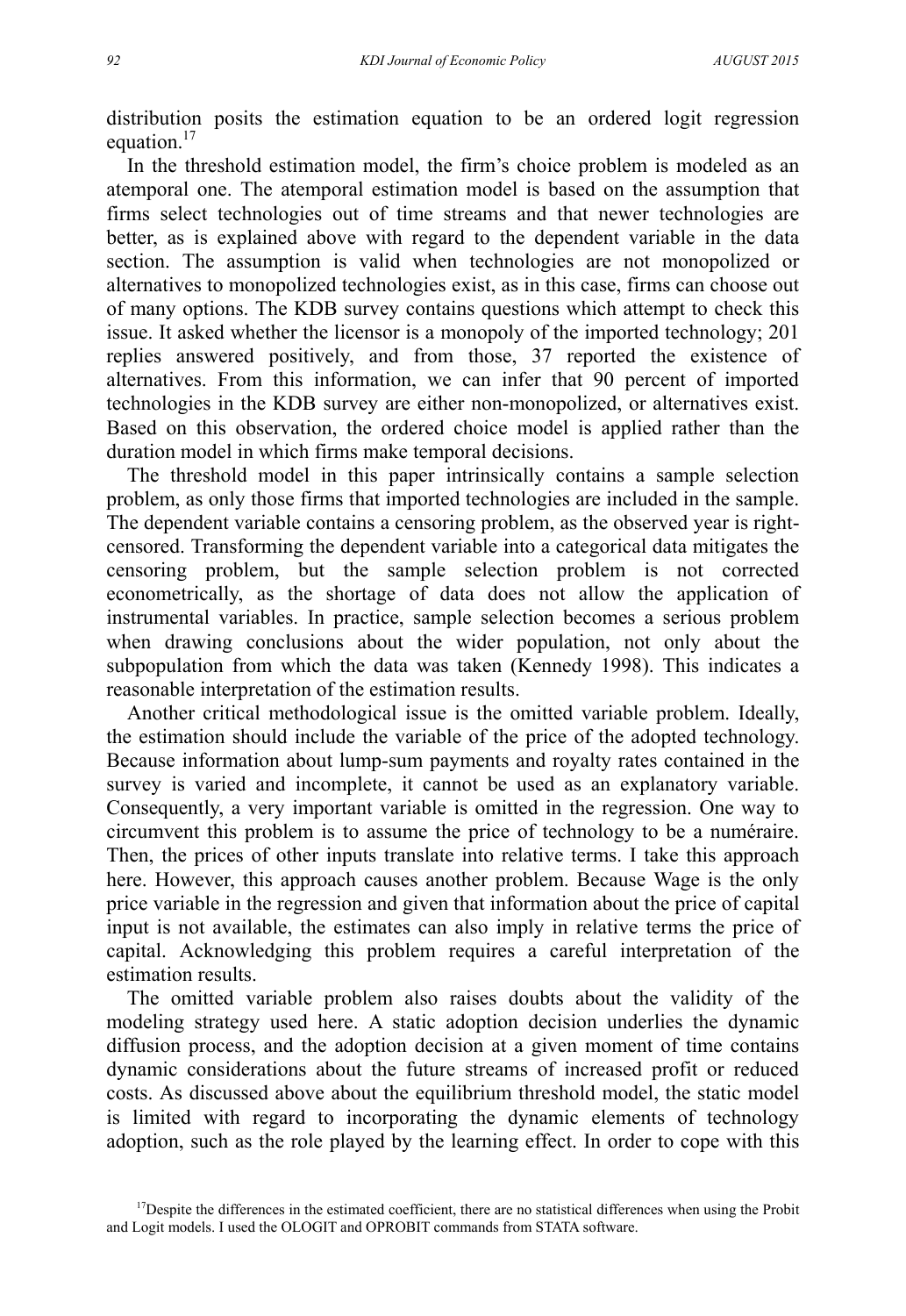distribution posits the estimation equation to be an ordered logit regression equation.[17]

In the threshold estimation model, the firm's choice problem is modeled as an atemporal one. The atemporal estimation model is based on the assumption that firms select technologies out of time streams and that newer technologies are better, as is explained above with regard to the dependent variable in the data section. The assumption is valid when technologies are not monopolized or alternatives to monopolized technologies exist, as in this case, firms can choose out of many options. The KDB survey contains questions which attempt to check this issue. It asked whether the licensor is a monopoly of the imported technology; 201 replies answered positively, and from those, 37 reported the existence of alternatives. From this information, we can infer that 90 percent of imported technologies in the KDB survey are either non-monopolized, or alternatives exist. Based on this observation, the ordered choice model is applied rather than the duration model in which firms make temporal decisions.

The threshold model in this paper intrinsically contains a sample selection problem, as only those firms that imported technologies are included in the sample. The dependent variable contains a censoring problem, as the observed year is right-censored. Transforming the dependent variable into a categorical data mitigates the censoring problem, but the sample selection problem is not corrected econometrically, as the shortage of data does not allow the application of instrumental variables. In practice, sample selection becomes a serious problem when drawing conclusions about the wider population, not only about the subpopulation from which the data was taken (Kennedy 1998). This indicates a reasonable interpretation of the estimation results.

Another critical methodological issue is the omitted variable problem. Ideally, the estimation should include the variable of the price of the adopted technology. Because information about lump-sum payments and royalty rates contained in the survey is varied and incomplete, it cannot be used as an explanatory variable. Consequently, a very important variable is omitted in the regression. One way to circumvent this problem is to assume the price of technology to be a numéraire. Then, the prices of other inputs translate into relative terms. I take this approach here. However, this approach causes another problem. Because Wage is the only price variable in the regression and given that information about the price of capital input is not available, the estimates can also imply in relative terms the price of capital. Acknowledging this problem requires a careful interpretation of the estimation results.

The omitted variable problem also raises doubts about the validity of the modeling strategy used here. A static adoption decision underlies the dynamic diffusion process, and the adoption decision at a given moment of time contains dynamic considerations about the future streams of increased profit or reduced costs. As discussed above about the equilibrium threshold model, the static model is limited with regard to incorporating the dynamic elements of technology adoption, such as the role played by the learning effect. In order to cope with this

[17]Despite the differences in the estimated coefficient, there are no statistical differences when using the Probit and Logit models. I used the OLOGIT and OPROBIT commands from STATA software.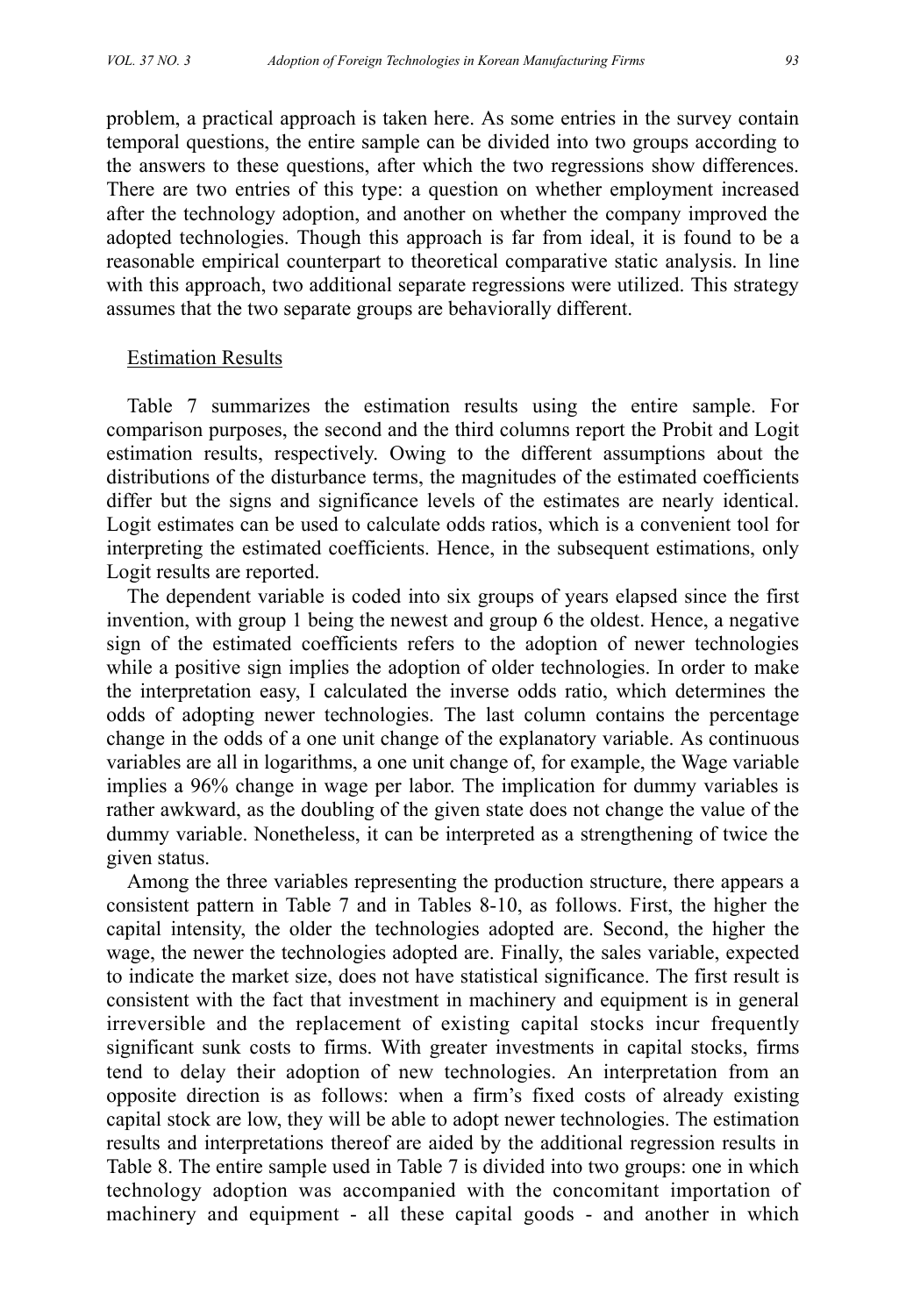problem, a practical approach is taken here. As some entries in the survey contain temporal questions, the entire sample can be divided into two groups according to the answers to these questions, after which the two regressions show differences. There are two entries of this type: a question on whether employment increased after the technology adoption, and another on whether the company improved the adopted technologies. Though this approach is far from ideal, it is found to be a reasonable empirical counterpart to theoretical comparative static analysis. In line with this approach, two additional separate regressions were utilized. This strategy assumes that the two separate groups are behaviorally different.

Estimation Results

Table 7 summarizes the estimation results using the entire sample. For comparison purposes, the second and the third columns report the Probit and Logit estimation results, respectively. Owing to the different assumptions about the distributions of the disturbance terms, the magnitudes of the estimated coefficients differ but the signs and significance levels of the estimates are nearly identical. Logit estimates can be used to calculate odds ratios, which is a convenient tool for interpreting the estimated coefficients. Hence, in the subsequent estimations, only Logit results are reported.

The dependent variable is coded into six groups of years elapsed since the first invention, with group 1 being the newest and group 6 the oldest. Hence, a negative sign of the estimated coefficients refers to the adoption of newer technologies while a positive sign implies the adoption of older technologies. In order to make the interpretation easy, I calculated the inverse odds ratio, which determines the odds of adopting newer technologies. The last column contains the percentage change in the odds of a one unit change of the explanatory variable. As continuous variables are all in logarithms, a one unit change of, for example, the Wage variable implies a 96% change in wage per labor. The implication for dummy variables is rather awkward, as the doubling of the given state does not change the value of the dummy variable. Nonetheless, it can be interpreted as a strengthening of twice the given status.

Among the three variables representing the production structure, there appears a consistent pattern in Table 7 and in Tables 8-10, as follows. First, the higher the capital intensity, the older the technologies adopted are. Second, the higher the wage, the newer the technologies adopted are. Finally, the sales variable, expected to indicate the market size, does not have statistical significance. The first result is consistent with the fact that investment in machinery and equipment is in general irreversible and the replacement of existing capital stocks incur frequently significant sunk costs to firms. With greater investments in capital stocks, firms tend to delay their adoption of new technologies. An interpretation from an opposite direction is as follows: when a firm's fixed costs of already existing capital stock are low, they will be able to adopt newer technologies. The estimation results and interpretations thereof are aided by the additional regression results in Table 8. The entire sample used in Table 7 is divided into two groups: one in which technology adoption was accompanied with the concomitant importation of machinery and equipment - all these capital goods - and another in which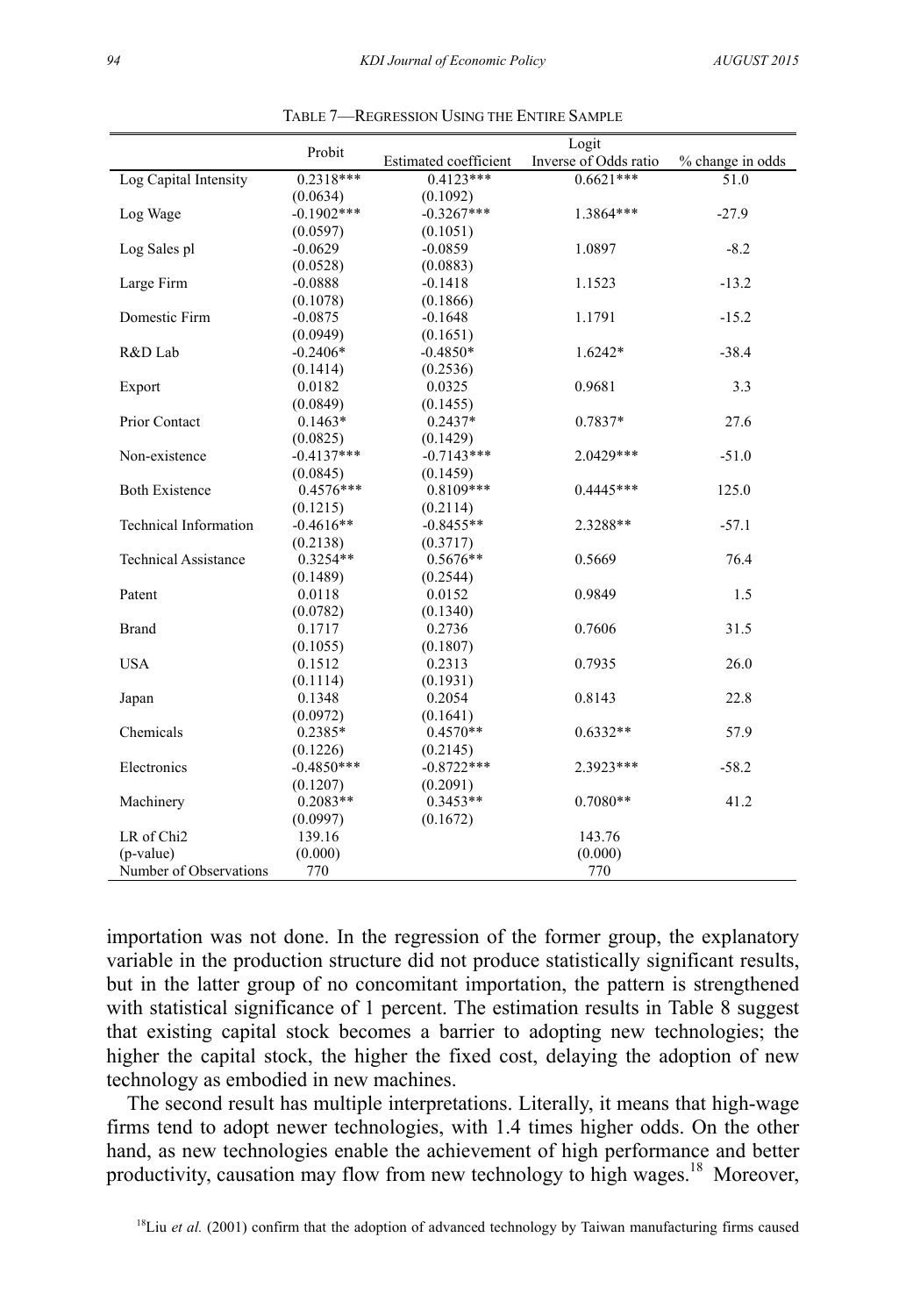TABLE 7—REGRESSION USING THE ENTIRE SAMPLE

| | Probit | Logit | | |
|---|---|---|---|---|
| | | Estimated coefficient | Inverse of Odds ratio | % change in odds |
| Log Capital Intensity | 0.2318*** | 0.4123*** | 0.6621*** | 51.0 |
| | (0.0634) | (0.1092) | | |
| Log Wage | -0.1902*** | -0.3267*** | 1.3864*** | -27.9 |
| | (0.0597) | (0.1051) | | |
| Log Sales pl | -0.0629 | -0.0859 | 1.0897 | -8.2 |
| | (0.0528) | (0.0883) | | |
| Large Firm | -0.0888 | -0.1418 | 1.1523 | -13.2 |
| | (0.1078) | (0.1866) | | |
| Domestic Firm | -0.0875 | -0.1648 | 1.1791 | -15.2 |
| | (0.0949) | (0.1651) | | |
| R&D Lab | -0.2406* | -0.4850* | 1.6242* | -38.4 |
| | (0.1414) | (0.2536) | | |
| Export | 0.0182 | 0.0325 | 0.9681 | 3.3 |
| | (0.0849) | (0.1455) | | |
| Prior Contact | 0.1463* | 0.2437* | 0.7837* | 27.6 |
| | (0.0825) | (0.1429) | | |
| Non-existence | -0.4137*** | -0.7143*** | 2.0429*** | -51.0 |
| | (0.0845) | (0.1459) | | |
| Both Existence | 0.4576*** | 0.8109*** | 0.4445*** | 125.0 |
| | (0.1215) | (0.2114) | | |
| Technical Information | -0.4616** | -0.8455** | 2.3288** | -57.1 |
| | (0.2138) | (0.3717) | | |
| Technical Assistance | 0.3254** | 0.5676** | 0.5669 | 76.4 |
| | (0.1489) | (0.2544) | | |
| Patent | 0.0118 | 0.0152 | 0.9849 | 1.5 |
| | (0.0782) | (0.1340) | | |
| Brand | 0.1717 | 0.2736 | 0.7606 | 31.5 |
| | (0.1055) | (0.1807) | | |
| USA | 0.1512 | 0.2313 | 0.7935 | 26.0 |
| | (0.1114) | (0.1931) | | |
| Japan | 0.1348 | 0.2054 | 0.8143 | 22.8 |
| | (0.0972) | (0.1641) | | |
| Chemicals | 0.2385* | 0.4570** | 0.6332** | 57.9 |
| | (0.1226) | (0.2145) | | |
| Electronics | -0.4850*** | -0.8722*** | 2.3923*** | -58.2 |
| | (0.1207) | (0.2091) | | |
| Machinery | 0.2083** | 0.3453** | 0.7080** | 41.2 |
| | (0.0997) | (0.1672) | | |
| LR of Chi2 | 139.16 | | 143.76 | |
| (p-value) | (0.000) | | (0.000) | |
| Number of Observations | 770 | | 770 | |

importation was not done. In the regression of the former group, the explanatory variable in the production structure did not produce statistically significant results, but in the latter group of no concomitant importation, the pattern is strengthened with statistical significance of 1 percent. The estimation results in Table 8 suggest that existing capital stock becomes a barrier to adopting new technologies; the higher the capital stock, the higher the fixed cost, delaying the adoption of new technology as embodied in new machines.

The second result has multiple interpretations. Literally, it means that high-wage firms tend to adopt newer technologies, with 1.4 times higher odds. On the other hand, as new technologies enable the achievement of high performance and better productivity, causation may flow from new technology to high wages.[18] Moreover,

[18]Liu *et al.* (2001) confirm that the adoption of advanced technology by Taiwan manufacturing firms caused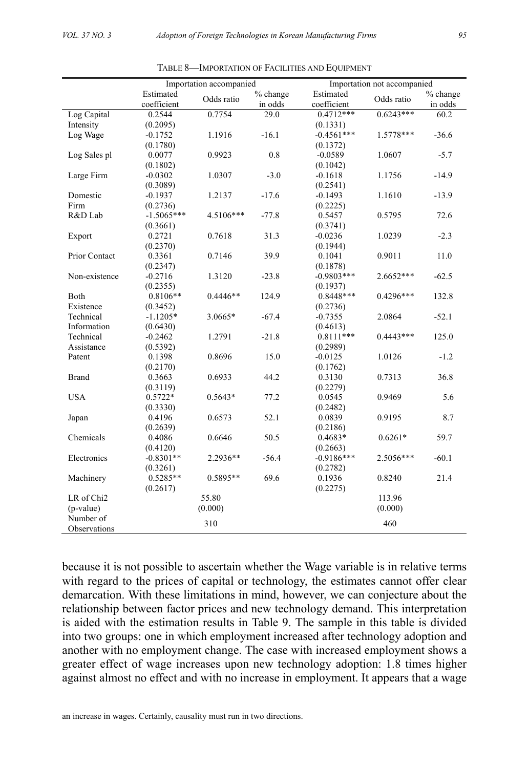TABLE 8—IMPORTATION OF FACILITIES AND EQUIPMENT

| | Importation accompanied | | | Importation not accompanied | | |
|---|---|---|---|---|---|---|
| | Estimated coefficient | Odds ratio | % change in odds | Estimated coefficient | Odds ratio | % change in odds |
| Log Capital Intensity | 0.2544 | 0.7754 | 29.0 | 0.4712*** | 0.6243*** | 60.2 |
| | (0.2095) | | | (0.1331) | | |
| Log Wage | -0.1752 | 1.1916 | -16.1 | -0.4561*** | 1.5778*** | -36.6 |
| | (0.1780) | | | (0.1372) | | |
| Log Sales pl | 0.0077 | 0.9923 | 0.8 | -0.0589 | 1.0607 | -5.7 |
| | (0.1802) | | | (0.1042) | | |
| Large Firm | -0.0302 | 1.0307 | -3.0 | -0.1618 | 1.1756 | -14.9 |
| | (0.3089) | | | (0.2541) | | |
| Domestic Firm | -0.1937 | 1.2137 | -17.6 | -0.1493 | 1.1610 | -13.9 |
| | (0.2736) | | | (0.2225) | | |
| R&D Lab | -1.5065*** | 4.5106*** | -77.8 | 0.5457 | 0.5795 | 72.6 |
| | (0.3661) | | | (0.3741) | | |
| Export | 0.2721 | 0.7618 | 31.3 | -0.0236 | 1.0239 | -2.3 |
| | (0.2370) | | | (0.1944) | | |
| Prior Contact | 0.3361 | 0.7146 | 39.9 | 0.1041 | 0.9011 | 11.0 |
| | (0.2347) | | | (0.1878) | | |
| Non-existence | -0.2716 | 1.3120 | -23.8 | -0.9803*** | 2.6652*** | -62.5 |
| | (0.2355) | | | (0.1937) | | |
| Both Existence | 0.8106** | 0.4446** | 124.9 | 0.8448*** | 0.4296*** | 132.8 |
| | (0.3452) | | | (0.2736) | | |
| Technical Information | -1.1205* | 3.0665* | -67.4 | -0.7355 | 2.0864 | -52.1 |
| | (0.6430) | | | (0.4613) | | |
| Technical Assistance | -0.2462 | 1.2791 | -21.8 | 0.8111*** | 0.4443*** | 125.0 |
| | (0.5392) | | | (0.2989) | | |
| Patent | 0.1398 | 0.8696 | 15.0 | -0.0125 | 1.0126 | -1.2 |
| | (0.2170) | | | (0.1762) | | |
| Brand | 0.3663 | 0.6933 | 44.2 | 0.3130 | 0.7313 | 36.8 |
| | (0.3119) | | | (0.2279) | | |
| USA | 0.5722* | 0.5643* | 77.2 | 0.0545 | 0.9469 | 5.6 |
| | (0.3330) | | | (0.2482) | | |
| Japan | 0.4196 | 0.6573 | 52.1 | 0.0839 | 0.9195 | 8.7 |
| | (0.2639) | | | (0.2186) | | |
| Chemicals | 0.4086 | 0.6646 | 50.5 | 0.4683* | 0.6261* | 59.7 |
| | (0.4120) | | | (0.2663) | | |
| Electronics | -0.8301** | 2.2936** | -56.4 | -0.9186*** | 2.5056*** | -60.1 |
| | (0.3261) | | | (0.2782) | | |
| Machinery | 0.5285** | 0.5895** | 69.6 | 0.1936 | 0.8240 | 21.4 |
| | (0.2617) | | | (0.2275) | | |
| LR of Chi2 | | 55.80 | | | 113.96 | |
| (p-value) | | (0.000) | | | (0.000) | |
| Number of Observations | | 310 | | | 460 | |

because it is not possible to ascertain whether the Wage variable is in relative terms with regard to the prices of capital or technology, the estimates cannot offer clear demarcation. With these limitations in mind, however, we can conjecture about the relationship between factor prices and new technology demand. This interpretation is aided with the estimation results in Table 9. The sample in this table is divided into two groups: one in which employment increased after technology adoption and another with no employment change. The case with increased employment shows a greater effect of wage increases upon new technology adoption: 1.8 times higher against almost no effect and with no increase in employment. It appears that a wage

an increase in wages. Certainly, causality must run in two directions.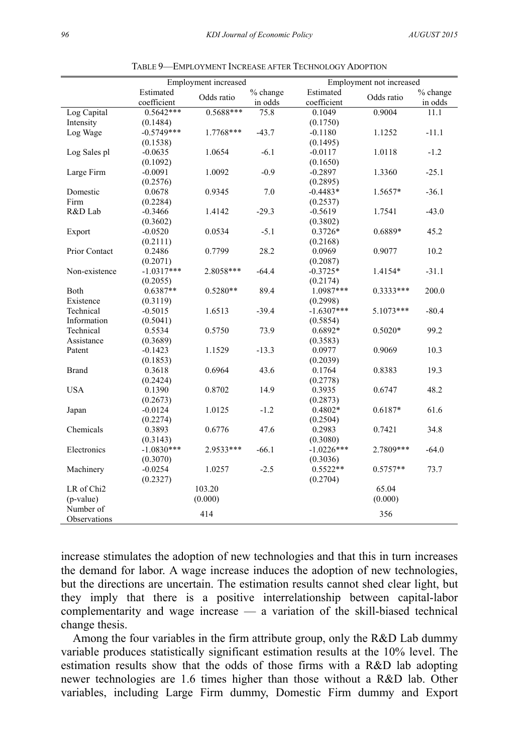TABLE 9—EMPLOYMENT INCREASE AFTER TECHNOLOGY ADOPTION

| | Employment increased | | | Employment not increased | | |
|---|---|---|---|---|---|---|
| | Estimated coefficient | Odds ratio | % change in odds | Estimated coefficient | Odds ratio | % change in odds |
| Log Capital Intensity | 0.5642*** (0.1484) | 0.5688*** | 75.8 | 0.1049 (0.1750) | 0.9004 | 11.1 |
| Log Wage | -0.5749*** (0.1538) | 1.7768*** | -43.7 | -0.1180 (0.1495) | 1.1252 | -11.1 |
| Log Sales pl | -0.0635 (0.1092) | 1.0654 | -6.1 | -0.0117 (0.1650) | 1.0118 | -1.2 |
| Large Firm | -0.0091 (0.2576) | 1.0092 | -0.9 | -0.2897 (0.2895) | 1.3360 | -25.1 |
| Domestic Firm | 0.0678 (0.2284) | 0.9345 | 7.0 | -0.4483* (0.2537) | 1.5657* | -36.1 |
| R&D Lab | -0.3466 (0.3602) | 1.4142 | -29.3 | -0.5619 (0.3802) | 1.7541 | -43.0 |
| Export | -0.0520 (0.2111) | 0.0534 | -5.1 | 0.3726* (0.2168) | 0.6889* | 45.2 |
| Prior Contact | 0.2486 (0.2071) | 0.7799 | 28.2 | 0.0969 (0.2087) | 0.9077 | 10.2 |
| Non-existence | -1.0317*** (0.2055) | 2.8058*** | -64.4 | -0.3725* (0.2174) | 1.4154* | -31.1 |
| Both Existence | 0.6387** (0.3119) | 0.5280** | 89.4 | 1.0987*** (0.2998) | 0.3333*** | 200.0 |
| Technical Information | -0.5015 (0.5041) | 1.6513 | -39.4 | -1.6307*** (0.5854) | 5.1073*** | -80.4 |
| Technical Assistance | 0.5534 (0.3689) | 0.5750 | 73.9 | 0.6892* (0.3583) | 0.5020* | 99.2 |
| Patent | -0.1423 (0.1853) | 1.1529 | -13.3 | 0.0977 (0.2039) | 0.9069 | 10.3 |
| Brand | 0.3618 (0.2424) | 0.6964 | 43.6 | 0.1764 (0.2778) | 0.8383 | 19.3 |
| USA | 0.1390 (0.2673) | 0.8702 | 14.9 | 0.3935 (0.2873) | 0.6747 | 48.2 |
| Japan | -0.0124 (0.2274) | 1.0125 | -1.2 | 0.4802* (0.2504) | 0.6187* | 61.6 |
| Chemicals | 0.3893 (0.3143) | 0.6776 | 47.6 | 0.2983 (0.3080) | 0.7421 | 34.8 |
| Electronics | -1.0830*** (0.3070) | 2.9533*** | -66.1 | -1.0226*** (0.3036) | 2.7809*** | -64.0 |
| Machinery | -0.0254 (0.2327) | 1.0257 | -2.5 | 0.5522** (0.2704) | 0.5757** | 73.7 |
| LR of Chi2 (p-value) | | 103.20 (0.000) | | | 65.04 (0.000) | |
| Number of Observations | | 414 | | | 356 | |

increase stimulates the adoption of new technologies and that this in turn increases the demand for labor. A wage increase induces the adoption of new technologies, but the directions are uncertain. The estimation results cannot shed clear light, but they imply that there is a positive interrelationship between capital-labor complementarity and wage increase — a variation of the skill-biased technical change thesis.

Among the four variables in the firm attribute group, only the R&D Lab dummy variable produces statistically significant estimation results at the 10% level. The estimation results show that the odds of those firms with a R&D lab adopting newer technologies are 1.6 times higher than those without a R&D lab. Other variables, including Large Firm dummy, Domestic Firm dummy and Export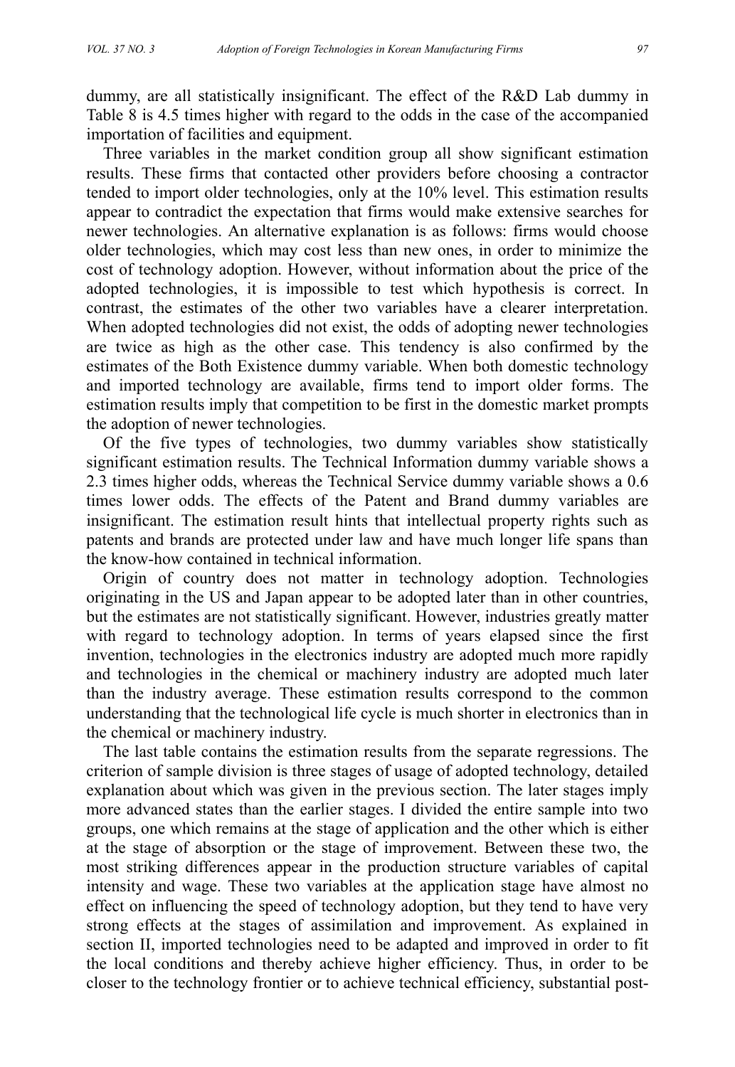dummy, are all statistically insignificant. The effect of the R&D Lab dummy in Table 8 is 4.5 times higher with regard to the odds in the case of the accompanied importation of facilities and equipment.

Three variables in the market condition group all show significant estimation results. These firms that contacted other providers before choosing a contractor tended to import older technologies, only at the 10% level. This estimation results appear to contradict the expectation that firms would make extensive searches for newer technologies. An alternative explanation is as follows: firms would choose older technologies, which may cost less than new ones, in order to minimize the cost of technology adoption. However, without information about the price of the adopted technologies, it is impossible to test which hypothesis is correct. In contrast, the estimates of the other two variables have a clearer interpretation. When adopted technologies did not exist, the odds of adopting newer technologies are twice as high as the other case. This tendency is also confirmed by the estimates of the Both Existence dummy variable. When both domestic technology and imported technology are available, firms tend to import older forms. The estimation results imply that competition to be first in the domestic market prompts the adoption of newer technologies.

Of the five types of technologies, two dummy variables show statistically significant estimation results. The Technical Information dummy variable shows a 2.3 times higher odds, whereas the Technical Service dummy variable shows a 0.6 times lower odds. The effects of the Patent and Brand dummy variables are insignificant. The estimation result hints that intellectual property rights such as patents and brands are protected under law and have much longer life spans than the know-how contained in technical information.

Origin of country does not matter in technology adoption. Technologies originating in the US and Japan appear to be adopted later than in other countries, but the estimates are not statistically significant. However, industries greatly matter with regard to technology adoption. In terms of years elapsed since the first invention, technologies in the electronics industry are adopted much more rapidly and technologies in the chemical or machinery industry are adopted much later than the industry average. These estimation results correspond to the common understanding that the technological life cycle is much shorter in electronics than in the chemical or machinery industry.

The last table contains the estimation results from the separate regressions. The criterion of sample division is three stages of usage of adopted technology, detailed explanation about which was given in the previous section. The later stages imply more advanced states than the earlier stages. I divided the entire sample into two groups, one which remains at the stage of application and the other which is either at the stage of absorption or the stage of improvement. Between these two, the most striking differences appear in the production structure variables of capital intensity and wage. These two variables at the application stage have almost no effect on influencing the speed of technology adoption, but they tend to have very strong effects at the stages of assimilation and improvement. As explained in section II, imported technologies need to be adapted and improved in order to fit the local conditions and thereby achieve higher efficiency. Thus, in order to be closer to the technology frontier or to achieve technical efficiency, substantial post-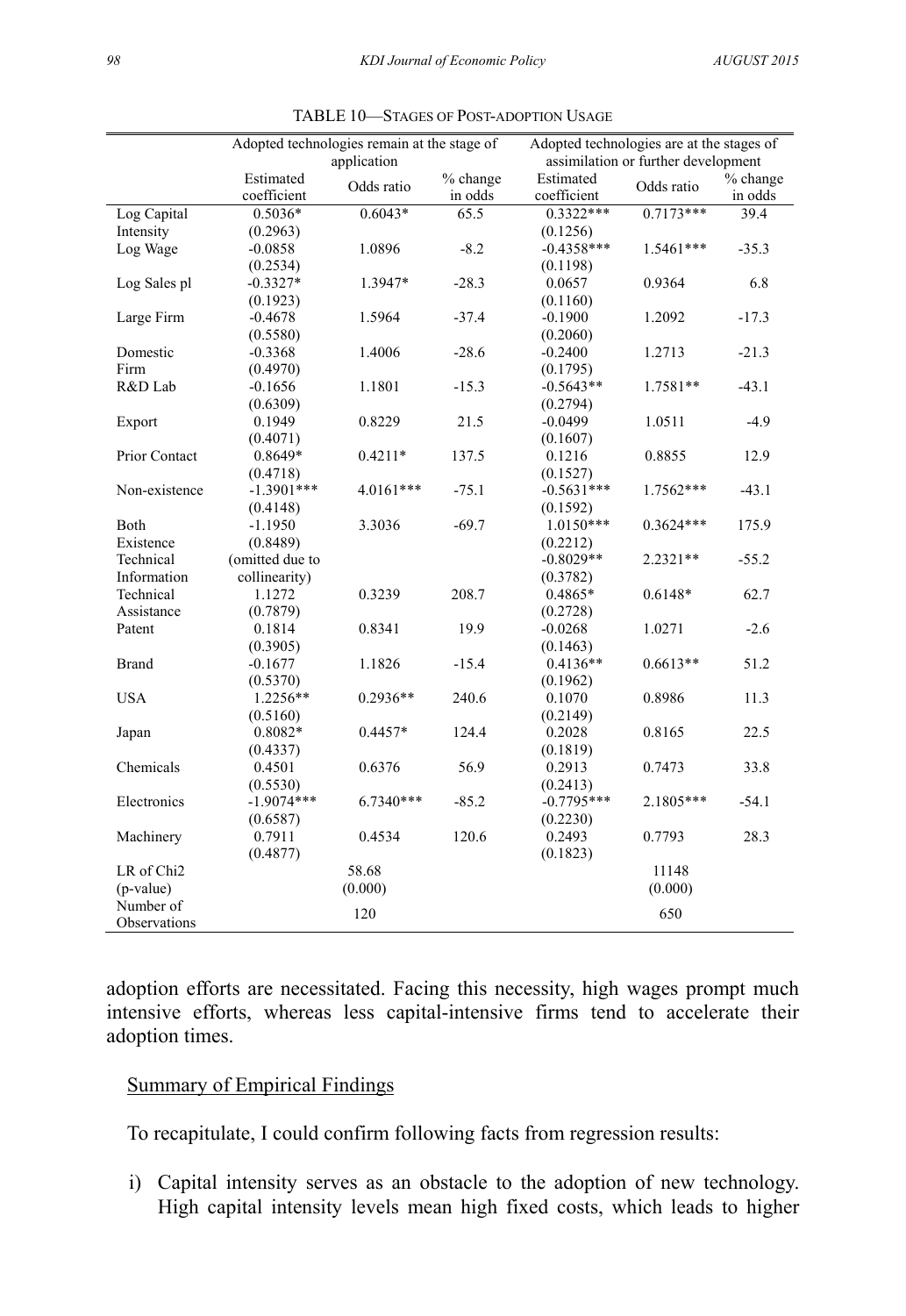TABLE 10—STAGES OF POST-ADOPTION USAGE

| | Adopted technologies remain at the stage of application | | | Adopted technologies are at the stages of assimilation or further development | | |
|---|---|---|---|---|---|---|
| | Estimated coefficient | Odds ratio | % change in odds | Estimated coefficient | Odds ratio | % change in odds |
| Log Capital Intensity | 0.5036* | 0.6043* | 65.5 | 0.3322*** | 0.7173*** | 39.4 |
| | (0.2963) | | | (0.1256) | | |
| Log Wage | -0.0858 | 1.0896 | -8.2 | -0.4358*** | 1.5461*** | -35.3 |
| | (0.2534) | | | (0.1198) | | |
| Log Sales pl | -0.3327* | 1.3947* | -28.3 | 0.0657 | 0.9364 | 6.8 |
| | (0.1923) | | | (0.1160) | | |
| Large Firm | -0.4678 | 1.5964 | -37.4 | -0.1900 | 1.2092 | -17.3 |
| | (0.5580) | | | (0.2060) | | |
| Domestic Firm | -0.3368 | 1.4006 | -28.6 | -0.2400 | 1.2713 | -21.3 |
| | (0.4970) | | | (0.1795) | | |
| R&D Lab | -0.1656 | 1.1801 | -15.3 | -0.5643** | 1.7581** | -43.1 |
| | (0.6309) | | | (0.2794) | | |
| Export | 0.1949 | 0.8229 | 21.5 | -0.0499 | 1.0511 | -4.9 |
| | (0.4071) | | | (0.1607) | | |
| Prior Contact | 0.8649* | 0.4211* | 137.5 | 0.1216 | 0.8855 | 12.9 |
| | (0.4718) | | | (0.1527) | | |
| Non-existence | -1.3901*** | 4.0161*** | -75.1 | -0.5631*** | 1.7562*** | -43.1 |
| | (0.4148) | | | (0.1592) | | |
| Both Existence | -1.1950 | 3.3036 | -69.7 | 1.0150*** | 0.3624*** | 175.9 |
| | (0.8489) | | | (0.2212) | | |
| Technical Information | (omitted due to collinearity) | | | -0.8029** | 2.2321** | -55.2 |
| | | | | (0.3782) | | |
| Technical Assistance | 1.1272 | 0.3239 | 208.7 | 0.4865* | 0.6148* | 62.7 |
| | (0.7879) | | | (0.2728) | | |
| Patent | 0.1814 | 0.8341 | 19.9 | -0.0268 | 1.0271 | -2.6 |
| | (0.3905) | | | (0.1463) | | |
| Brand | -0.1677 | 1.1826 | -15.4 | 0.4136** | 0.6613** | 51.2 |
| | (0.5370) | | | (0.1962) | | |
| USA | 1.2256** | 0.2936** | 240.6 | 0.1070 | 0.8986 | 11.3 |
| | (0.5160) | | | (0.2149) | | |
| Japan | 0.8082* | 0.4457* | 124.4 | 0.2028 | 0.8165 | 22.5 |
| | (0.4337) | | | (0.1819) | | |
| Chemicals | 0.4501 | 0.6376 | 56.9 | 0.2913 | 0.7473 | 33.8 |
| | (0.5530) | | | (0.2413) | | |
| Electronics | -1.9074*** | 6.7340*** | -85.2 | -0.7795*** | 2.1805*** | -54.1 |
| | (0.6587) | | | (0.2230) | | |
| Machinery | 0.7911 | 0.4534 | 120.6 | 0.2493 | 0.7793 | 28.3 |
| | (0.4877) | | | (0.1823) | | |
| LR of Chi2 | | 58.68 | | | 11148 | |
| (p-value) | | (0.000) | | | (0.000) | |
| Number of Observations | | 120 | | | 650 | |

adoption efforts are necessitated. Facing this necessity, high wages prompt much intensive efforts, whereas less capital-intensive firms tend to accelerate their adoption times.

<u>Summary of Empirical Findings</u>

To recapitulate, I could confirm following facts from regression results:

i) Capital intensity serves as an obstacle to the adoption of new technology. High capital intensity levels mean high fixed costs, which leads to higher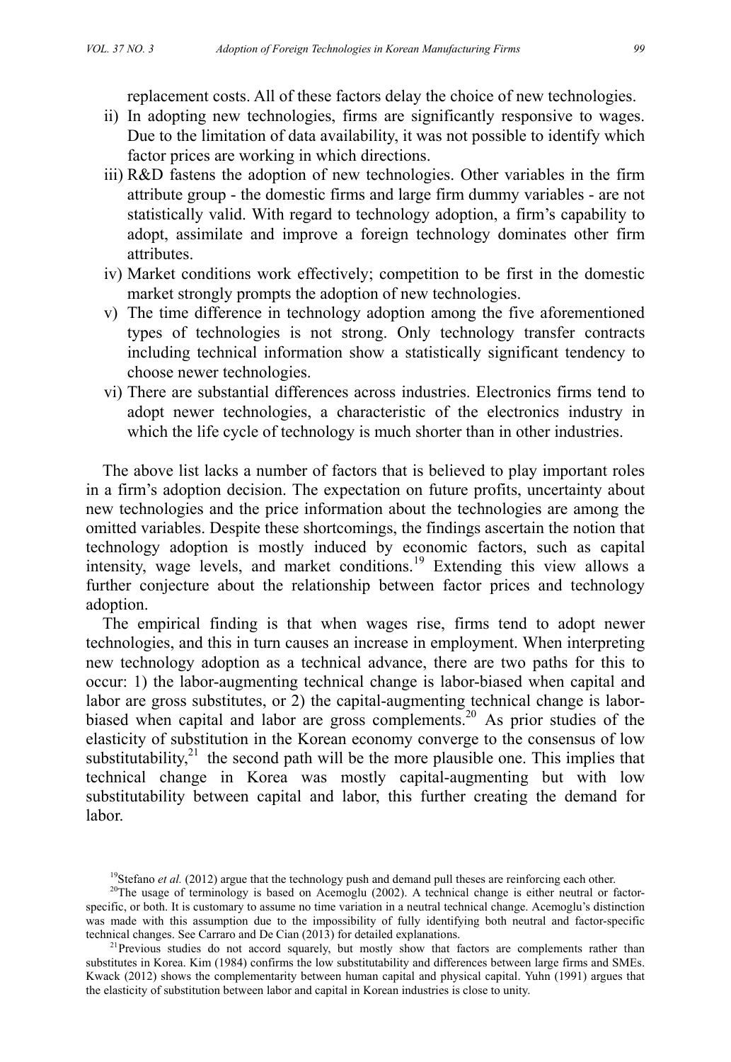replacement costs. All of these factors delay the choice of new technologies.

ii) In adopting new technologies, firms are significantly responsive to wages. Due to the limitation of data availability, it was not possible to identify which factor prices are working in which directions.

iii) R&D fastens the adoption of new technologies. Other variables in the firm attribute group - the domestic firms and large firm dummy variables - are not statistically valid. With regard to technology adoption, a firm's capability to adopt, assimilate and improve a foreign technology dominates other firm attributes.

iv) Market conditions work effectively; competition to be first in the domestic market strongly prompts the adoption of new technologies.

v) The time difference in technology adoption among the five aforementioned types of technologies is not strong. Only technology transfer contracts including technical information show a statistically significant tendency to choose newer technologies.

vi) There are substantial differences across industries. Electronics firms tend to adopt newer technologies, a characteristic of the electronics industry in which the life cycle of technology is much shorter than in other industries.

The above list lacks a number of factors that is believed to play important roles in a firm's adoption decision. The expectation on future profits, uncertainty about new technologies and the price information about the technologies are among the omitted variables. Despite these shortcomings, the findings ascertain the notion that technology adoption is mostly induced by economic factors, such as capital intensity, wage levels, and market conditions.[19] Extending this view allows a further conjecture about the relationship between factor prices and technology adoption.

The empirical finding is that when wages rise, firms tend to adopt newer technologies, and this in turn causes an increase in employment. When interpreting new technology adoption as a technical advance, there are two paths for this to occur: 1) the labor-augmenting technical change is labor-biased when capital and labor are gross substitutes, or 2) the capital-augmenting technical change is labor-biased when capital and labor are gross complements.[20] As prior studies of the elasticity of substitution in the Korean economy converge to the consensus of low substitutability,[21] the second path will be the more plausible one. This implies that technical change in Korea was mostly capital-augmenting but with low substitutability between capital and labor, this further creating the demand for labor.

[19] Stefano *et al.* (2012) argue that the technology push and demand pull theses are reinforcing each other.

[20] The usage of terminology is based on Acemoglu (2002). A technical change is either neutral or factor-specific, or both. It is customary to assume no time variation in a neutral technical change. Acemoglu's distinction was made with this assumption due to the impossibility of fully identifying both neutral and factor-specific technical changes. See Carraro and De Cian (2013) for detailed explanations.

[21] Previous studies do not accord squarely, but mostly show that factors are complements rather than substitutes in Korea. Kim (1984) confirms the low substitutability and differences between large firms and SMEs. Kwack (2012) shows the complementarity between human capital and physical capital. Yuhn (1991) argues that the elasticity of substitution between labor and capital in Korean industries is close to unity.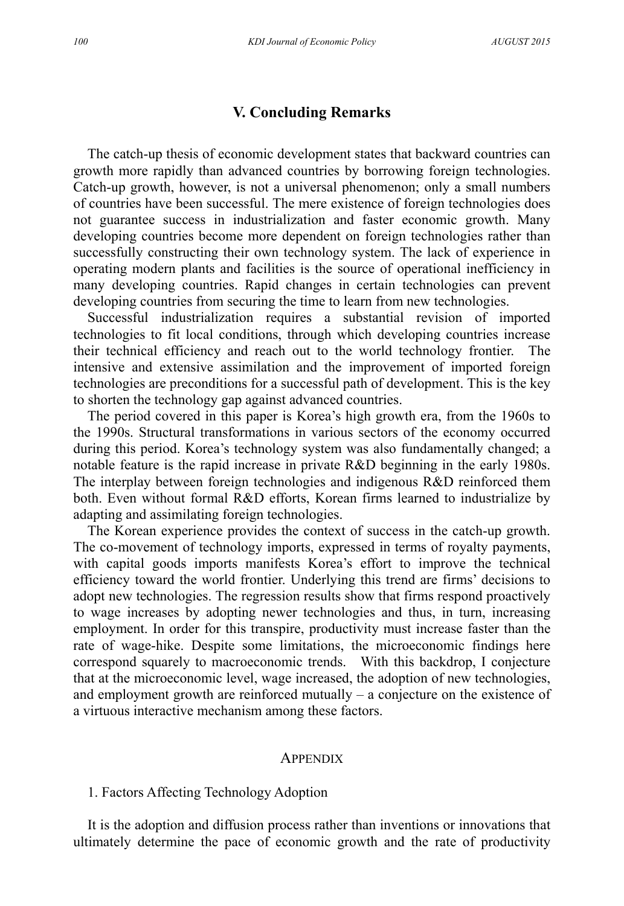## V. Concluding Remarks

The catch-up thesis of economic development states that backward countries can growth more rapidly than advanced countries by borrowing foreign technologies. Catch-up growth, however, is not a universal phenomenon; only a small numbers of countries have been successful. The mere existence of foreign technologies does not guarantee success in industrialization and faster economic growth. Many developing countries become more dependent on foreign technologies rather than successfully constructing their own technology system. The lack of experience in operating modern plants and facilities is the source of operational inefficiency in many developing countries. Rapid changes in certain technologies can prevent developing countries from securing the time to learn from new technologies.

Successful industrialization requires a substantial revision of imported technologies to fit local conditions, through which developing countries increase their technical efficiency and reach out to the world technology frontier. The intensive and extensive assimilation and the improvement of imported foreign technologies are preconditions for a successful path of development. This is the key to shorten the technology gap against advanced countries.

The period covered in this paper is Korea's high growth era, from the 1960s to the 1990s. Structural transformations in various sectors of the economy occurred during this period. Korea's technology system was also fundamentally changed; a notable feature is the rapid increase in private R&D beginning in the early 1980s. The interplay between foreign technologies and indigenous R&D reinforced them both. Even without formal R&D efforts, Korean firms learned to industrialize by adapting and assimilating foreign technologies.

The Korean experience provides the context of success in the catch-up growth. The co-movement of technology imports, expressed in terms of royalty payments, with capital goods imports manifests Korea's effort to improve the technical efficiency toward the world frontier. Underlying this trend are firms' decisions to adopt new technologies. The regression results show that firms respond proactively to wage increases by adopting newer technologies and thus, in turn, increasing employment. In order for this transpire, productivity must increase faster than the rate of wage-hike. Despite some limitations, the microeconomic findings here correspond squarely to macroeconomic trends. With this backdrop, I conjecture that at the microeconomic level, wage increased, the adoption of new technologies, and employment growth are reinforced mutually – a conjecture on the existence of a virtuous interactive mechanism among these factors.

## APPENDIX

### 1. Factors Affecting Technology Adoption

It is the adoption and diffusion process rather than inventions or innovations that ultimately determine the pace of economic growth and the rate of productivity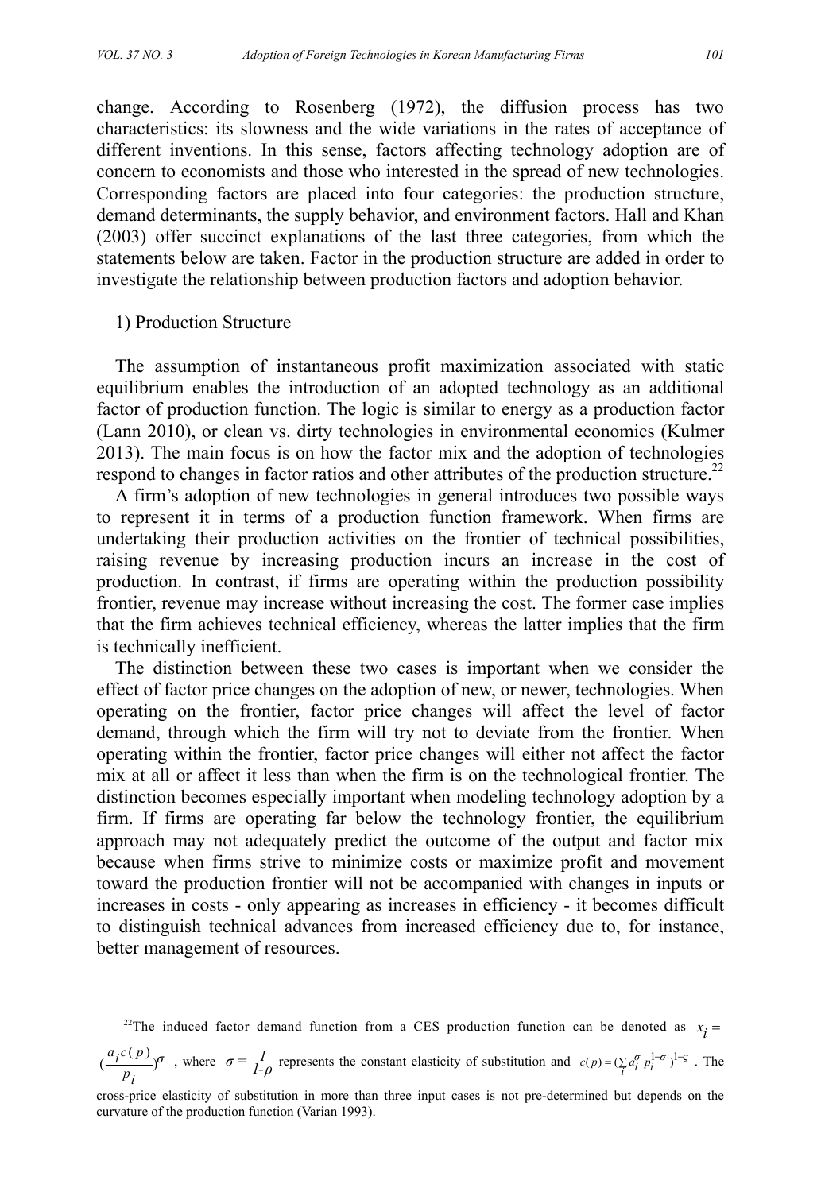change. According to Rosenberg (1972), the diffusion process has two characteristics: its slowness and the wide variations in the rates of acceptance of different inventions. In this sense, factors affecting technology adoption are of concern to economists and those who interested in the spread of new technologies. Corresponding factors are placed into four categories: the production structure, demand determinants, the supply behavior, and environment factors. Hall and Khan (2003) offer succinct explanations of the last three categories, from which the statements below are taken. Factor in the production structure are added in order to investigate the relationship between production factors and adoption behavior.

1) Production Structure

The assumption of instantaneous profit maximization associated with static equilibrium enables the introduction of an adopted technology as an additional factor of production function. The logic is similar to energy as a production factor (Lann 2010), or clean vs. dirty technologies in environmental economics (Kulmer 2013). The main focus is on how the factor mix and the adoption of technologies respond to changes in factor ratios and other attributes of the production structure.[22]

A firm's adoption of new technologies in general introduces two possible ways to represent it in terms of a production function framework. When firms are undertaking their production activities on the frontier of technical possibilities, raising revenue by increasing production incurs an increase in the cost of production. In contrast, if firms are operating within the production possibility frontier, revenue may increase without increasing the cost. The former case implies that the firm achieves technical efficiency, whereas the latter implies that the firm is technically inefficient.

The distinction between these two cases is important when we consider the effect of factor price changes on the adoption of new, or newer, technologies. When operating on the frontier, factor price changes will affect the level of factor demand, through which the firm will try not to deviate from the frontier. When operating within the frontier, factor price changes will either not affect the factor mix at all or affect it less than when the firm is on the technological frontier. The distinction becomes especially important when modeling technology adoption by a firm. If firms are operating far below the technology frontier, the equilibrium approach may not adequately predict the outcome of the output and factor mix because when firms strive to minimize costs or maximize profit and movement toward the production frontier will not be accompanied with changes in inputs or increases in costs - only appearing as increases in efficiency - it becomes difficult to distinguish technical advances from increased efficiency due to, for instance, better management of resources.

[22]The induced factor demand function from a CES production function can be denoted as $x_i = (\frac{a_i c(p)}{p_i})^{\sigma}$, where $\sigma = \frac{1}{1\text{-}\rho}$ represents the constant elasticity of substitution and $c(p) = (\sum_i a_i^{\sigma} p_i^{1-\sigma})^{1-\varsigma}$. The cross-price elasticity of substitution in more than three input cases is not pre-determined but depends on the curvature of the production function (Varian 1993).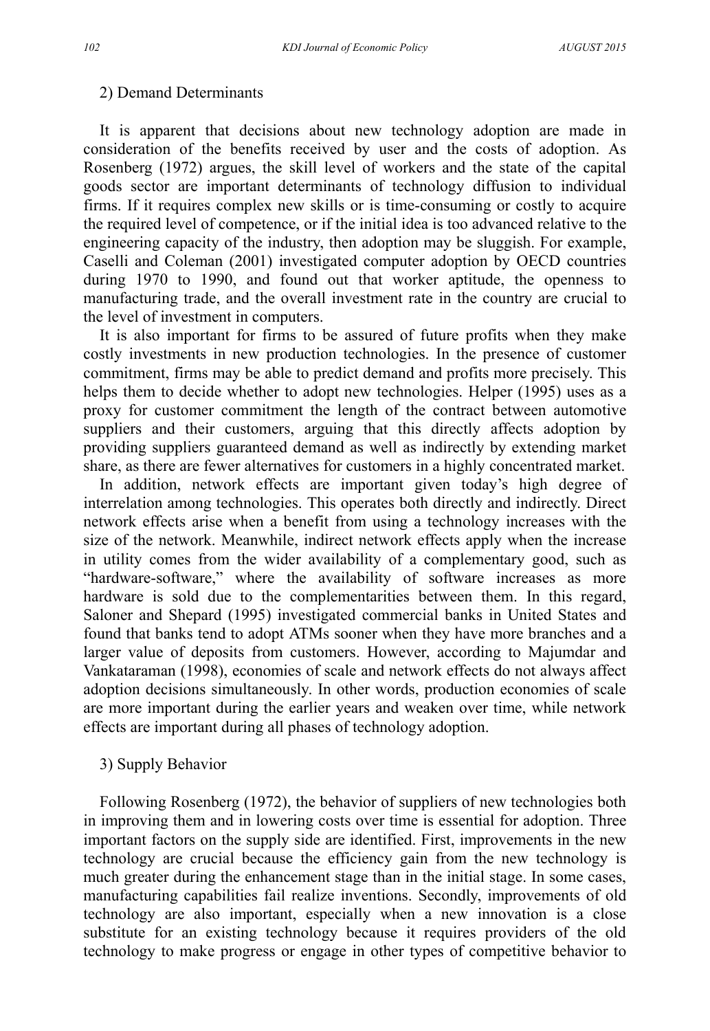2) Demand Determinants

It is apparent that decisions about new technology adoption are made in consideration of the benefits received by user and the costs of adoption. As Rosenberg (1972) argues, the skill level of workers and the state of the capital goods sector are important determinants of technology diffusion to individual firms. If it requires complex new skills or is time-consuming or costly to acquire the required level of competence, or if the initial idea is too advanced relative to the engineering capacity of the industry, then adoption may be sluggish. For example, Caselli and Coleman (2001) investigated computer adoption by OECD countries during 1970 to 1990, and found out that worker aptitude, the openness to manufacturing trade, and the overall investment rate in the country are crucial to the level of investment in computers.

It is also important for firms to be assured of future profits when they make costly investments in new production technologies. In the presence of customer commitment, firms may be able to predict demand and profits more precisely. This helps them to decide whether to adopt new technologies. Helper (1995) uses as a proxy for customer commitment the length of the contract between automotive suppliers and their customers, arguing that this directly affects adoption by providing suppliers guaranteed demand as well as indirectly by extending market share, as there are fewer alternatives for customers in a highly concentrated market.

In addition, network effects are important given today's high degree of interrelation among technologies. This operates both directly and indirectly. Direct network effects arise when a benefit from using a technology increases with the size of the network. Meanwhile, indirect network effects apply when the increase in utility comes from the wider availability of a complementary good, such as "hardware-software," where the availability of software increases as more hardware is sold due to the complementarities between them. In this regard, Saloner and Shepard (1995) investigated commercial banks in United States and found that banks tend to adopt ATMs sooner when they have more branches and a larger value of deposits from customers. However, according to Majumdar and Vankataraman (1998), economies of scale and network effects do not always affect adoption decisions simultaneously. In other words, production economies of scale are more important during the earlier years and weaken over time, while network effects are important during all phases of technology adoption.

3) Supply Behavior

Following Rosenberg (1972), the behavior of suppliers of new technologies both in improving them and in lowering costs over time is essential for adoption. Three important factors on the supply side are identified. First, improvements in the new technology are crucial because the efficiency gain from the new technology is much greater during the enhancement stage than in the initial stage. In some cases, manufacturing capabilities fail realize inventions. Secondly, improvements of old technology are also important, especially when a new innovation is a close substitute for an existing technology because it requires providers of the old technology to make progress or engage in other types of competitive behavior to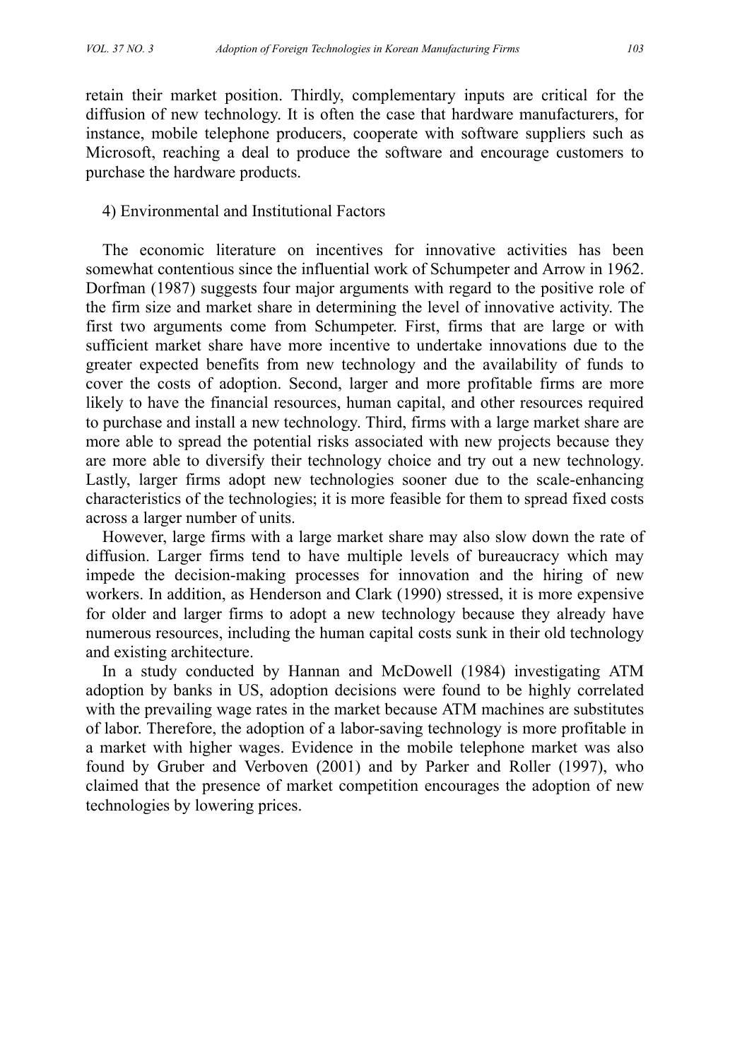retain their market position. Thirdly, complementary inputs are critical for the diffusion of new technology. It is often the case that hardware manufacturers, for instance, mobile telephone producers, cooperate with software suppliers such as Microsoft, reaching a deal to produce the software and encourage customers to purchase the hardware products.

#### 4) Environmental and Institutional Factors

The economic literature on incentives for innovative activities has been somewhat contentious since the influential work of Schumpeter and Arrow in 1962. Dorfman (1987) suggests four major arguments with regard to the positive role of the firm size and market share in determining the level of innovative activity. The first two arguments come from Schumpeter. First, firms that are large or with sufficient market share have more incentive to undertake innovations due to the greater expected benefits from new technology and the availability of funds to cover the costs of adoption. Second, larger and more profitable firms are more likely to have the financial resources, human capital, and other resources required to purchase and install a new technology. Third, firms with a large market share are more able to spread the potential risks associated with new projects because they are more able to diversify their technology choice and try out a new technology. Lastly, larger firms adopt new technologies sooner due to the scale-enhancing characteristics of the technologies; it is more feasible for them to spread fixed costs across a larger number of units.

However, large firms with a large market share may also slow down the rate of diffusion. Larger firms tend to have multiple levels of bureaucracy which may impede the decision-making processes for innovation and the hiring of new workers. In addition, as Henderson and Clark (1990) stressed, it is more expensive for older and larger firms to adopt a new technology because they already have numerous resources, including the human capital costs sunk in their old technology and existing architecture.

In a study conducted by Hannan and McDowell (1984) investigating ATM adoption by banks in US, adoption decisions were found to be highly correlated with the prevailing wage rates in the market because ATM machines are substitutes of labor. Therefore, the adoption of a labor-saving technology is more profitable in a market with higher wages. Evidence in the mobile telephone market was also found by Gruber and Verboven (2001) and by Parker and Roller (1997), who claimed that the presence of market competition encourages the adoption of new technologies by lowering prices.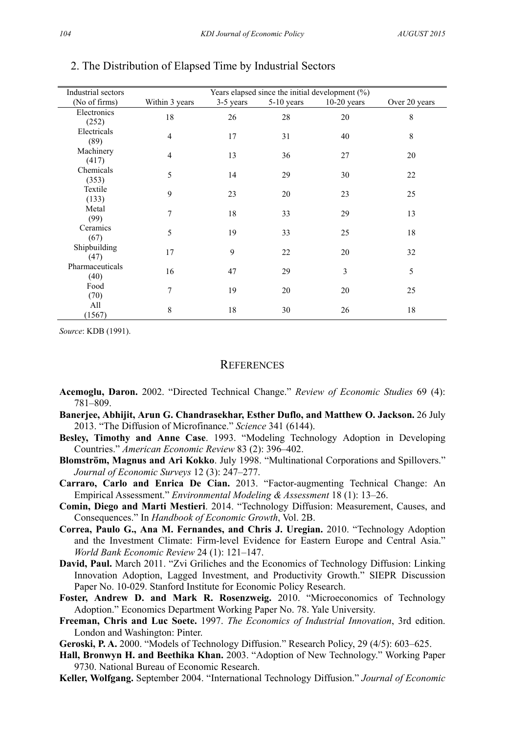## 2. The Distribution of Elapsed Time by Industrial Sectors

| Industrial sectors (No of firms) | Years elapsed since the initial development (%) | | | | |
|---|---|---|---|---|---|
| | Within 3 years | 3-5 years | 5-10 years | 10-20 years | Over 20 years |
| Electronics (252) | 18 | 26 | 28 | 20 | 8 |
| Electricals (89) | 4 | 17 | 31 | 40 | 8 |
| Machinery (417) | 4 | 13 | 36 | 27 | 20 |
| Chemicals (353) | 5 | 14 | 29 | 30 | 22 |
| Textile (133) | 9 | 23 | 20 | 23 | 25 |
| Metal (99) | 7 | 18 | 33 | 29 | 13 |
| Ceramics (67) | 5 | 19 | 33 | 25 | 18 |
| Shipbuilding (47) | 17 | 9 | 22 | 20 | 32 |
| Pharmaceuticals (40) | 16 | 47 | 29 | 3 | 5 |
| Food (70) | 7 | 19 | 20 | 20 | 25 |
| All (1567) | 8 | 18 | 30 | 26 | 18 |

*Source*: KDB (1991).

## REFERENCES

**Acemoglu, Daron.** 2002. "Directed Technical Change." *Review of Economic Studies* 69 (4): 781–809.

**Banerjee, Abhijit, Arun G. Chandrasekhar, Esther Duflo, and Matthew O. Jackson.** 26 July 2013. "The Diffusion of Microfinance." *Science* 341 (6144).

**Besley, Timothy and Anne Case**. 1993. "Modeling Technology Adoption in Developing Countries." *American Economic Review* 83 (2): 396–402.

**Blomström, Magnus and Ari Kokko**. July 1998. "Multinational Corporations and Spillovers." *Journal of Economic Surveys* 12 (3): 247–277.

**Carraro, Carlo and Enrica De Cian.** 2013. "Factor-augmenting Technical Change: An Empirical Assessment." *Environmental Modeling & Assessment* 18 (1): 13–26.

**Comin, Diego and Marti Mestieri**. 2014. "Technology Diffusion: Measurement, Causes, and Consequences." In *Handbook of Economic Growth*, Vol. 2B.

**Correa, Paulo G., Ana M. Fernandes, and Chris J. Uregian.** 2010. "Technology Adoption and the Investment Climate: Firm-level Evidence for Eastern Europe and Central Asia." *World Bank Economic Review* 24 (1): 121–147.

**David, Paul.** March 2011. "Zvi Griliches and the Economics of Technology Diffusion: Linking Innovation Adoption, Lagged Investment, and Productivity Growth." SIEPR Discussion Paper No. 10-029. Stanford Institute for Economic Policy Research.

**Foster, Andrew D. and Mark R. Rosenzweig.** 2010. "Microeconomics of Technology Adoption." Economics Department Working Paper No. 78. Yale University.

**Freeman, Chris and Luc Soete.** 1997. *The Economics of Industrial Innovation*, 3rd edition. London and Washington: Pinter.

**Geroski, P. A.** 2000. "Models of Technology Diffusion." Research Policy, 29 (4/5): 603–625.

**Hall, Bronwyn H. and Beethika Khan.** 2003. "Adoption of New Technology." Working Paper 9730. National Bureau of Economic Research.

**Keller, Wolfgang.** September 2004. "International Technology Diffusion." *Journal of Economic*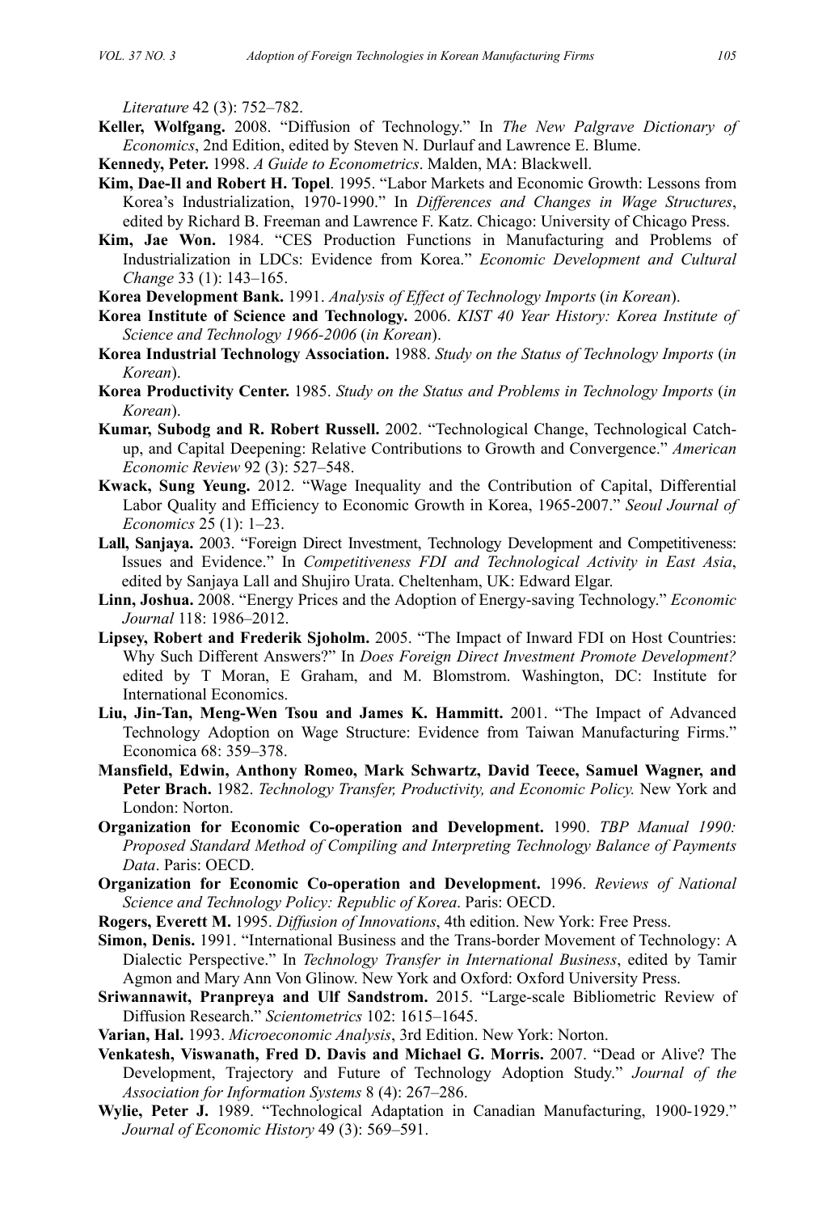*Literature* 42 (3): 752–782.

**Keller, Wolfgang.** 2008. "Diffusion of Technology." In *The New Palgrave Dictionary of Economics*, 2nd Edition, edited by Steven N. Durlauf and Lawrence E. Blume.

**Kennedy, Peter.** 1998. *A Guide to Econometrics*. Malden, MA: Blackwell.

**Kim, Dae-Il and Robert H. Topel**. 1995. "Labor Markets and Economic Growth: Lessons from Korea's Industrialization, 1970-1990." In *Differences and Changes in Wage Structures*, edited by Richard B. Freeman and Lawrence F. Katz. Chicago: University of Chicago Press.

**Kim, Jae Won.** 1984. "CES Production Functions in Manufacturing and Problems of Industrialization in LDCs: Evidence from Korea." *Economic Development and Cultural Change* 33 (1): 143–165.

**Korea Development Bank.** 1991. *Analysis of Effect of Technology Imports* (*in Korean*).

**Korea Institute of Science and Technology.** 2006. *KIST 40 Year History: Korea Institute of Science and Technology 1966-2006* (*in Korean*).

**Korea Industrial Technology Association.** 1988. *Study on the Status of Technology Imports* (*in Korean*).

**Korea Productivity Center.** 1985. *Study on the Status and Problems in Technology Imports* (*in Korean*).

**Kumar, Subodg and R. Robert Russell.** 2002. "Technological Change, Technological Catch-up, and Capital Deepening: Relative Contributions to Growth and Convergence." *American Economic Review* 92 (3): 527–548.

**Kwack, Sung Yeung.** 2012. "Wage Inequality and the Contribution of Capital, Differential Labor Quality and Efficiency to Economic Growth in Korea, 1965-2007." *Seoul Journal of Economics* 25 (1): 1–23.

**Lall, Sanjaya.** 2003. "Foreign Direct Investment, Technology Development and Competitiveness: Issues and Evidence." In *Competitiveness FDI and Technological Activity in East Asia*, edited by Sanjaya Lall and Shujiro Urata. Cheltenham, UK: Edward Elgar.

**Linn, Joshua.** 2008. "Energy Prices and the Adoption of Energy-saving Technology." *Economic Journal* 118: 1986–2012.

**Lipsey, Robert and Frederik Sjoholm.** 2005. "The Impact of Inward FDI on Host Countries: Why Such Different Answers?" In *Does Foreign Direct Investment Promote Development?* edited by T Moran, E Graham, and M. Blomstrom. Washington, DC: Institute for International Economics.

**Liu, Jin-Tan, Meng-Wen Tsou and James K. Hammitt.** 2001. "The Impact of Advanced Technology Adoption on Wage Structure: Evidence from Taiwan Manufacturing Firms." Economica 68: 359–378.

**Mansfield, Edwin, Anthony Romeo, Mark Schwartz, David Teece, Samuel Wagner, and Peter Brach.** 1982. *Technology Transfer, Productivity, and Economic Policy.* New York and London: Norton.

**Organization for Economic Co-operation and Development.** 1990. *TBP Manual 1990: Proposed Standard Method of Compiling and Interpreting Technology Balance of Payments Data*. Paris: OECD.

**Organization for Economic Co-operation and Development.** 1996. *Reviews of National Science and Technology Policy: Republic of Korea*. Paris: OECD.

**Rogers, Everett M.** 1995. *Diffusion of Innovations*, 4th edition. New York: Free Press.

**Simon, Denis.** 1991. "International Business and the Trans-border Movement of Technology: A Dialectic Perspective." In *Technology Transfer in International Business*, edited by Tamir Agmon and Mary Ann Von Glinow. New York and Oxford: Oxford University Press.

**Sriwannawit, Pranpreya and Ulf Sandstrom.** 2015. "Large-scale Bibliometric Review of Diffusion Research." *Scientometrics* 102: 1615–1645.

**Varian, Hal.** 1993. *Microeconomic Analysis*, 3rd Edition. New York: Norton.

**Venkatesh, Viswanath, Fred D. Davis and Michael G. Morris.** 2007. "Dead or Alive? The Development, Trajectory and Future of Technology Adoption Study." *Journal of the Association for Information Systems* 8 (4): 267–286.

**Wylie, Peter J.** 1989. "Technological Adaptation in Canadian Manufacturing, 1900-1929." *Journal of Economic History* 49 (3): 569–591.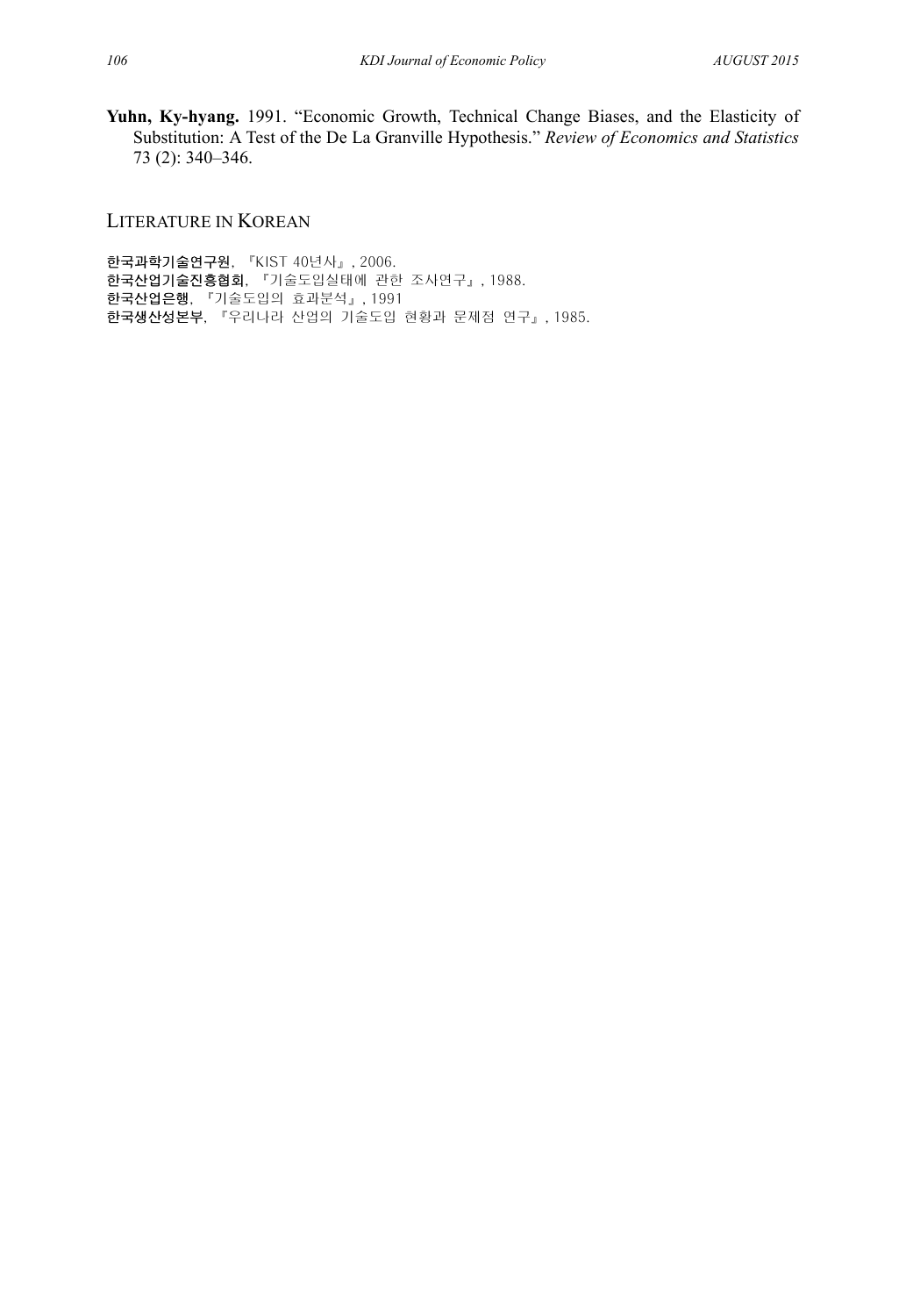**Yuhn, Ky-hyang.** 1991. "Economic Growth, Technical Change Biases, and the Elasticity of Substitution: A Test of the De La Granville Hypothesis." *Review of Economics and Statistics* 73 (2): 340–346.

## LITERATURE IN KOREAN

**한국과학기술연구원**, 『KIST 40년사』, 2006.
**한국산업기술진흥협회**, 『기술도입실태에 관한 조사연구』, 1988.
**한국산업은행**, 『기술도입의 효과분석』, 1991
**한국생산성본부**, 『우리나라 산업의 기술도입 현황과 문제점 연구』, 1985.